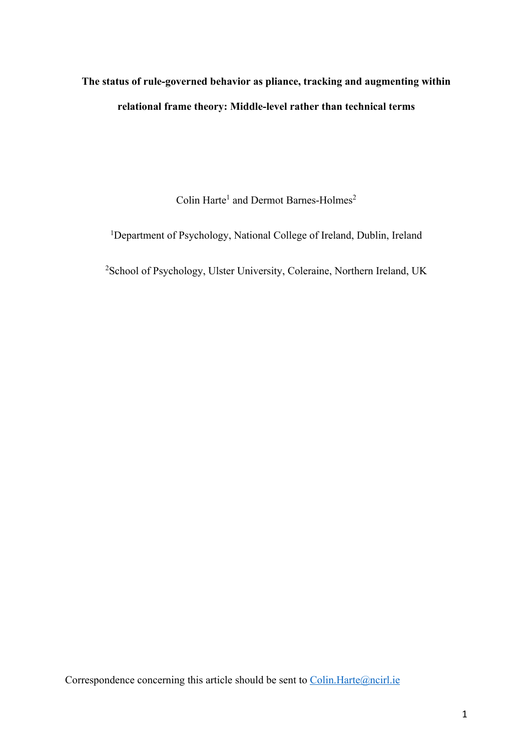# The status of rule-governed behavior as pliance, tracking and augmenting within relational frame theory: Middle-level rather than technical terms

Colin Harte[1] and Dermot Barnes-Holmes[2]

[1]Department of Psychology, National College of Ireland, Dublin, Ireland

[2]School of Psychology, Ulster University, Coleraine, Northern Ireland, UK

Correspondence concerning this article should be sent to Colin.Harte@ncirl.ie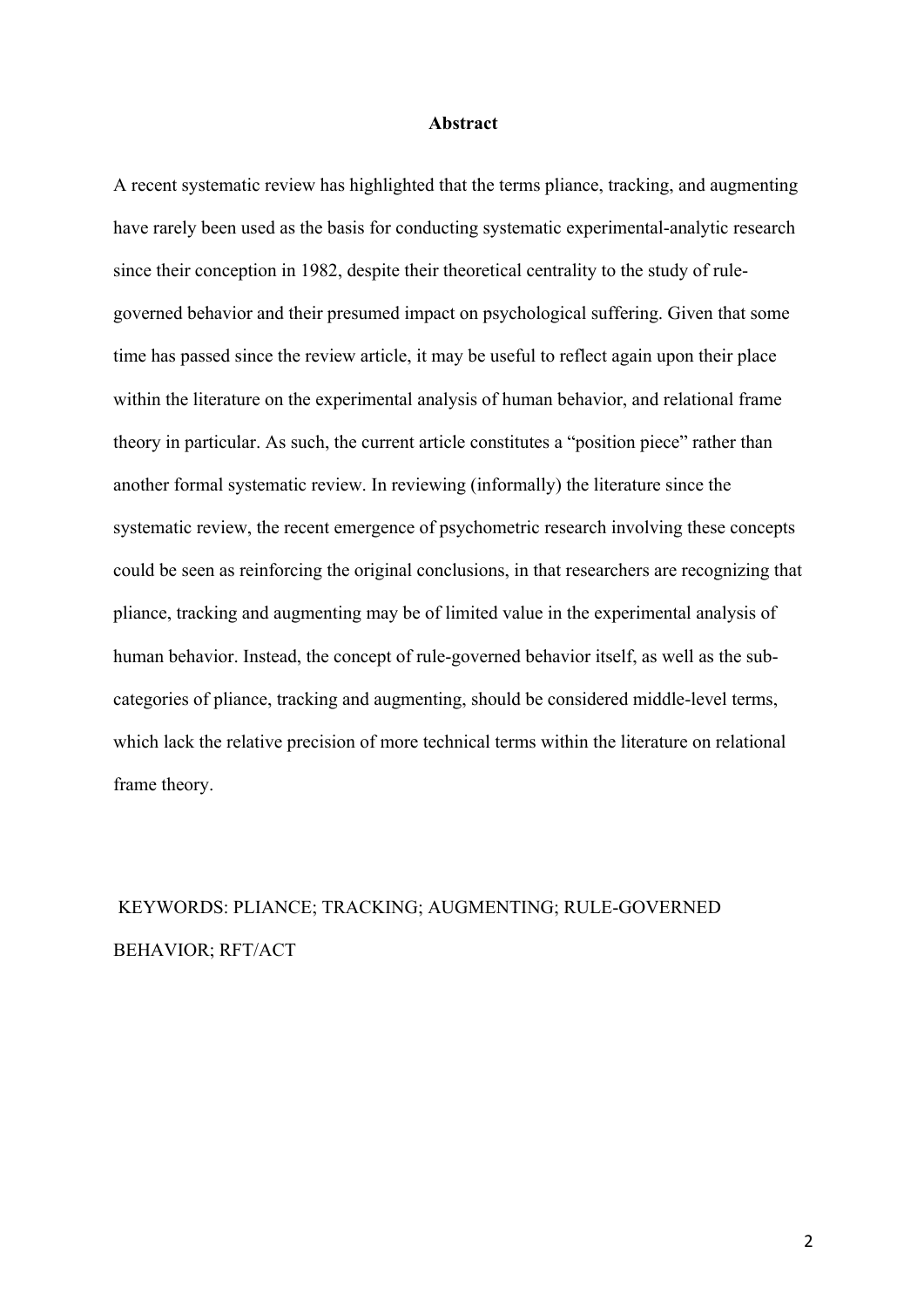## Abstract

A recent systematic review has highlighted that the terms pliance, tracking, and augmenting have rarely been used as the basis for conducting systematic experimental-analytic research since their conception in 1982, despite their theoretical centrality to the study of rule-governed behavior and their presumed impact on psychological suffering. Given that some time has passed since the review article, it may be useful to reflect again upon their place within the literature on the experimental analysis of human behavior, and relational frame theory in particular. As such, the current article constitutes a "position piece" rather than another formal systematic review. In reviewing (informally) the literature since the systematic review, the recent emergence of psychometric research involving these concepts could be seen as reinforcing the original conclusions, in that researchers are recognizing that pliance, tracking and augmenting may be of limited value in the experimental analysis of human behavior. Instead, the concept of rule-governed behavior itself, as well as the sub-categories of pliance, tracking and augmenting, should be considered middle-level terms, which lack the relative precision of more technical terms within the literature on relational frame theory.

KEYWORDS: PLIANCE; TRACKING; AUGMENTING; RULE-GOVERNED BEHAVIOR; RFT/ACT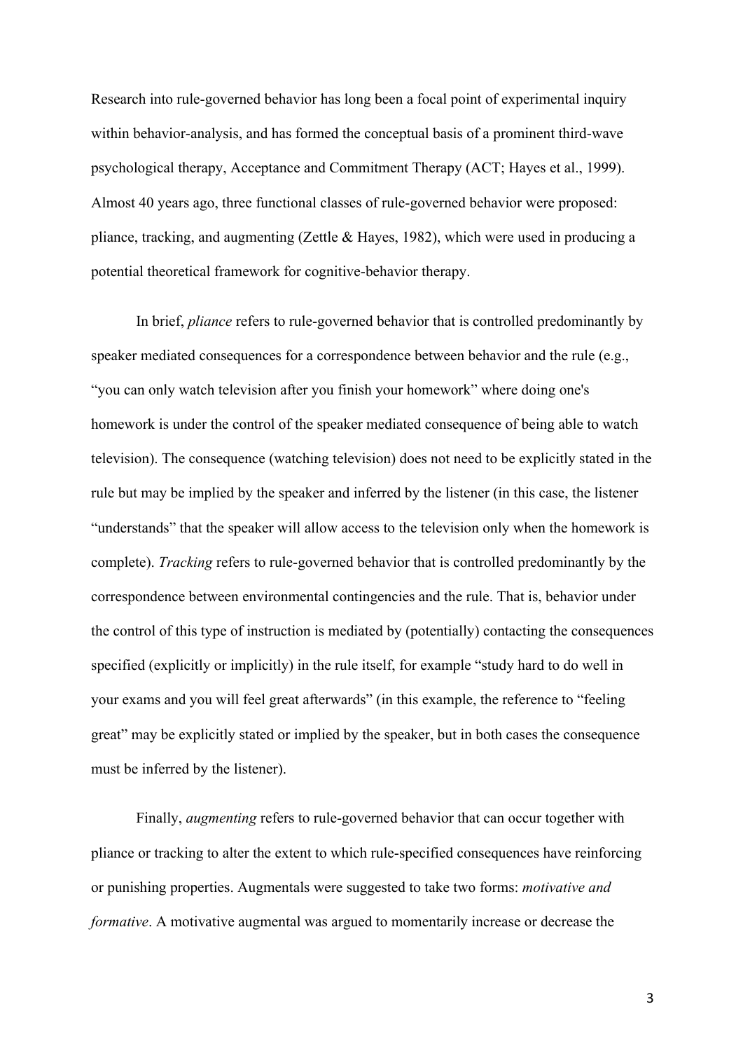Research into rule-governed behavior has long been a focal point of experimental inquiry within behavior-analysis, and has formed the conceptual basis of a prominent third-wave psychological therapy, Acceptance and Commitment Therapy (ACT; Hayes et al., 1999). Almost 40 years ago, three functional classes of rule-governed behavior were proposed: pliance, tracking, and augmenting (Zettle & Hayes, 1982), which were used in producing a potential theoretical framework for cognitive-behavior therapy.

In brief, *pliance* refers to rule-governed behavior that is controlled predominantly by speaker mediated consequences for a correspondence between behavior and the rule (e.g., "you can only watch television after you finish your homework" where doing one's homework is under the control of the speaker mediated consequence of being able to watch television). The consequence (watching television) does not need to be explicitly stated in the rule but may be implied by the speaker and inferred by the listener (in this case, the listener "understands" that the speaker will allow access to the television only when the homework is complete). *Tracking* refers to rule-governed behavior that is controlled predominantly by the correspondence between environmental contingencies and the rule. That is, behavior under the control of this type of instruction is mediated by (potentially) contacting the consequences specified (explicitly or implicitly) in the rule itself, for example "study hard to do well in your exams and you will feel great afterwards" (in this example, the reference to "feeling great" may be explicitly stated or implied by the speaker, but in both cases the consequence must be inferred by the listener).

Finally, *augmenting* refers to rule-governed behavior that can occur together with pliance or tracking to alter the extent to which rule-specified consequences have reinforcing or punishing properties. Augmentals were suggested to take two forms: *motivative and formative*. A motivative augmental was argued to momentarily increase or decrease the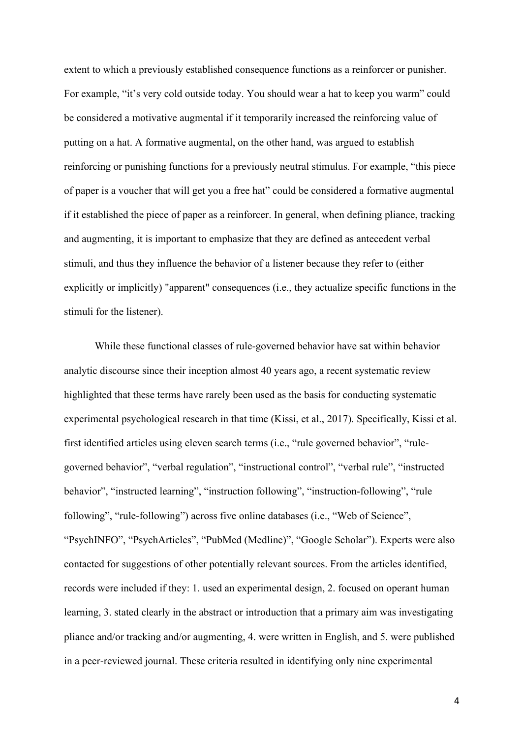extent to which a previously established consequence functions as a reinforcer or punisher. For example, "it's very cold outside today. You should wear a hat to keep you warm" could be considered a motivative augmental if it temporarily increased the reinforcing value of putting on a hat. A formative augmental, on the other hand, was argued to establish reinforcing or punishing functions for a previously neutral stimulus. For example, "this piece of paper is a voucher that will get you a free hat" could be considered a formative augmental if it established the piece of paper as a reinforcer. In general, when defining pliance, tracking and augmenting, it is important to emphasize that they are defined as antecedent verbal stimuli, and thus they influence the behavior of a listener because they refer to (either explicitly or implicitly) "apparent" consequences (i.e., they actualize specific functions in the stimuli for the listener).

While these functional classes of rule-governed behavior have sat within behavior analytic discourse since their inception almost 40 years ago, a recent systematic review highlighted that these terms have rarely been used as the basis for conducting systematic experimental psychological research in that time (Kissi, et al., 2017). Specifically, Kissi et al. first identified articles using eleven search terms (i.e., "rule governed behavior", "rule-governed behavior", "verbal regulation", "instructional control", "verbal rule", "instructed behavior", "instructed learning", "instruction following", "instruction-following", "rule following", "rule-following") across five online databases (i.e., "Web of Science", "PsychINFO", "PsychArticles", "PubMed (Medline)", "Google Scholar"). Experts were also contacted for suggestions of other potentially relevant sources. From the articles identified, records were included if they: 1. used an experimental design, 2. focused on operant human learning, 3. stated clearly in the abstract or introduction that a primary aim was investigating pliance and/or tracking and/or augmenting, 4. were written in English, and 5. were published in a peer-reviewed journal. These criteria resulted in identifying only nine experimental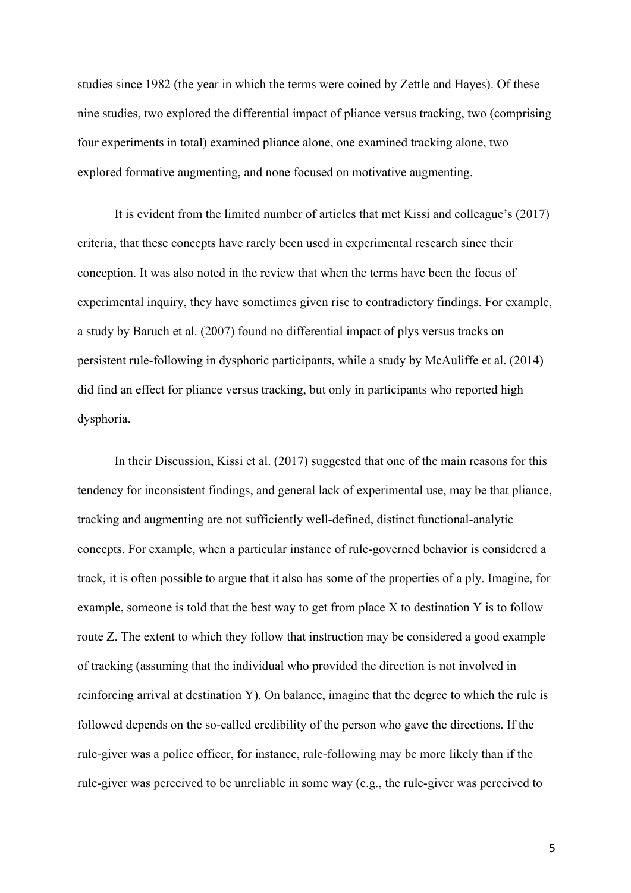studies since 1982 (the year in which the terms were coined by Zettle and Hayes). Of these nine studies, two explored the differential impact of pliance versus tracking, two (comprising four experiments in total) examined pliance alone, one examined tracking alone, two explored formative augmenting, and none focused on motivative augmenting.

It is evident from the limited number of articles that met Kissi and colleague's (2017) criteria, that these concepts have rarely been used in experimental research since their conception. It was also noted in the review that when the terms have been the focus of experimental inquiry, they have sometimes given rise to contradictory findings. For example, a study by Baruch et al. (2007) found no differential impact of plys versus tracks on persistent rule-following in dysphoric participants, while a study by McAuliffe et al. (2014) did find an effect for pliance versus tracking, but only in participants who reported high dysphoria.

In their Discussion, Kissi et al. (2017) suggested that one of the main reasons for this tendency for inconsistent findings, and general lack of experimental use, may be that pliance, tracking and augmenting are not sufficiently well-defined, distinct functional-analytic concepts. For example, when a particular instance of rule-governed behavior is considered a track, it is often possible to argue that it also has some of the properties of a ply. Imagine, for example, someone is told that the best way to get from place X to destination Y is to follow route Z. The extent to which they follow that instruction may be considered a good example of tracking (assuming that the individual who provided the direction is not involved in reinforcing arrival at destination Y). On balance, imagine that the degree to which the rule is followed depends on the so-called credibility of the person who gave the directions. If the rule-giver was a police officer, for instance, rule-following may be more likely than if the rule-giver was perceived to be unreliable in some way (e.g., the rule-giver was perceived to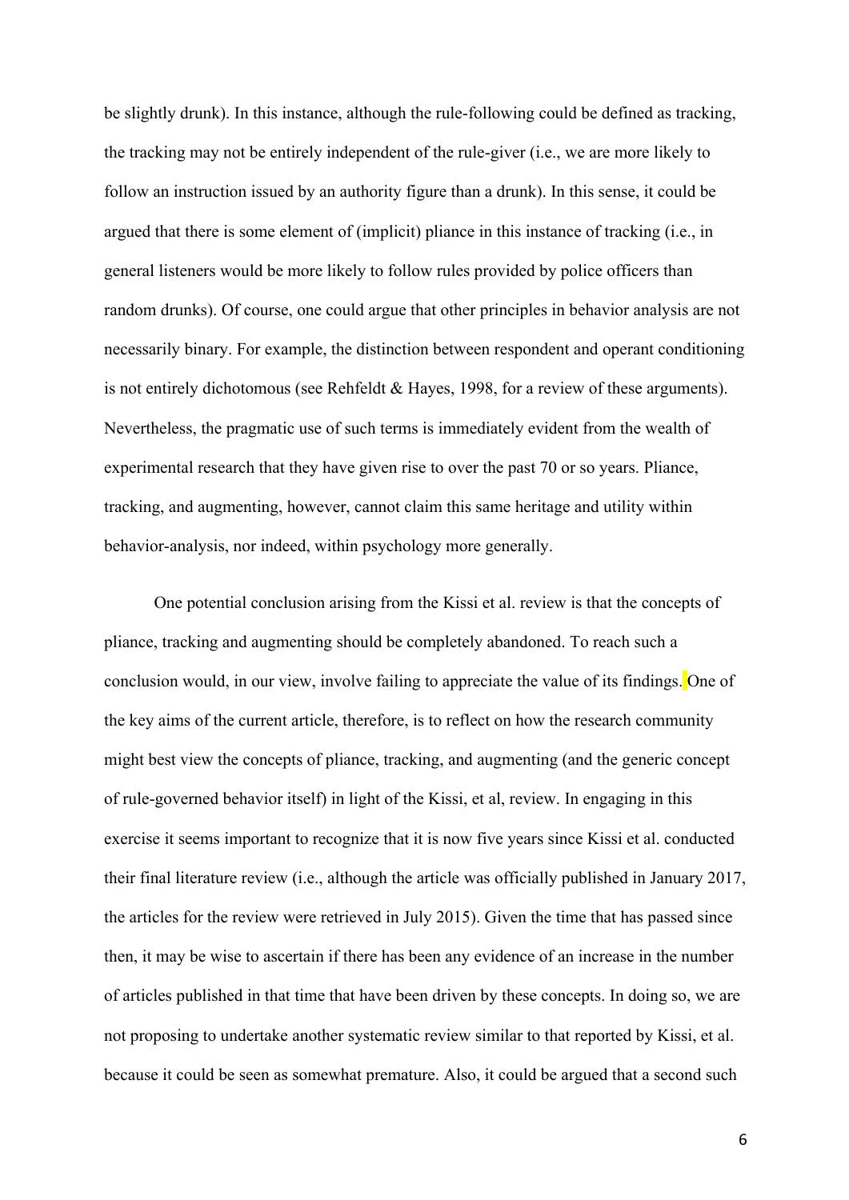be slightly drunk). In this instance, although the rule-following could be defined as tracking, the tracking may not be entirely independent of the rule-giver (i.e., we are more likely to follow an instruction issued by an authority figure than a drunk). In this sense, it could be argued that there is some element of (implicit) pliance in this instance of tracking (i.e., in general listeners would be more likely to follow rules provided by police officers than random drunks). Of course, one could argue that other principles in behavior analysis are not necessarily binary. For example, the distinction between respondent and operant conditioning is not entirely dichotomous (see Rehfeldt & Hayes, 1998, for a review of these arguments). Nevertheless, the pragmatic use of such terms is immediately evident from the wealth of experimental research that they have given rise to over the past 70 or so years. Pliance, tracking, and augmenting, however, cannot claim this same heritage and utility within behavior-analysis, nor indeed, within psychology more generally.

One potential conclusion arising from the Kissi et al. review is that the concepts of pliance, tracking and augmenting should be completely abandoned. To reach such a conclusion would, in our view, involve failing to appreciate the value of its findings. One of the key aims of the current article, therefore, is to reflect on how the research community might best view the concepts of pliance, tracking, and augmenting (and the generic concept of rule-governed behavior itself) in light of the Kissi, et al, review. In engaging in this exercise it seems important to recognize that it is now five years since Kissi et al. conducted their final literature review (i.e., although the article was officially published in January 2017, the articles for the review were retrieved in July 2015). Given the time that has passed since then, it may be wise to ascertain if there has been any evidence of an increase in the number of articles published in that time that have been driven by these concepts. In doing so, we are not proposing to undertake another systematic review similar to that reported by Kissi, et al. because it could be seen as somewhat premature. Also, it could be argued that a second such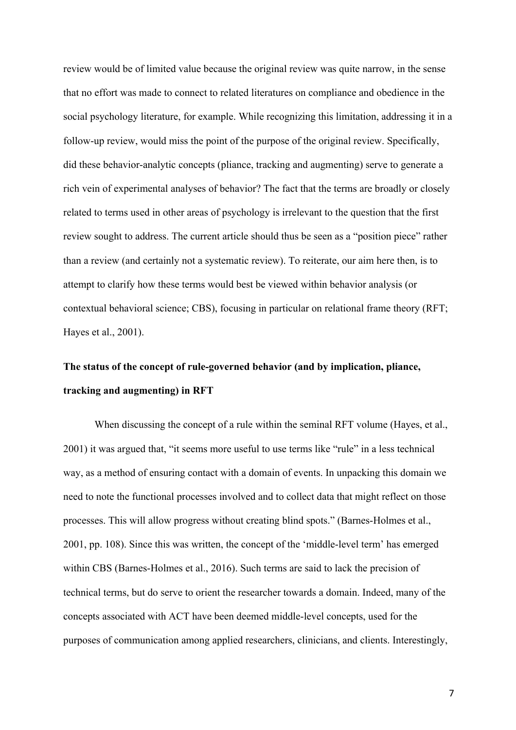review would be of limited value because the original review was quite narrow, in the sense that no effort was made to connect to related literatures on compliance and obedience in the social psychology literature, for example. While recognizing this limitation, addressing it in a follow-up review, would miss the point of the purpose of the original review. Specifically, did these behavior-analytic concepts (pliance, tracking and augmenting) serve to generate a rich vein of experimental analyses of behavior? The fact that the terms are broadly or closely related to terms used in other areas of psychology is irrelevant to the question that the first review sought to address. The current article should thus be seen as a "position piece" rather than a review (and certainly not a systematic review). To reiterate, our aim here then, is to attempt to clarify how these terms would best be viewed within behavior analysis (or contextual behavioral science; CBS), focusing in particular on relational frame theory (RFT; Hayes et al., 2001).

**The status of the concept of rule-governed behavior (and by implication, pliance, tracking and augmenting) in RFT**

When discussing the concept of a rule within the seminal RFT volume (Hayes, et al., 2001) it was argued that, "it seems more useful to use terms like "rule" in a less technical way, as a method of ensuring contact with a domain of events. In unpacking this domain we need to note the functional processes involved and to collect data that might reflect on those processes. This will allow progress without creating blind spots." (Barnes-Holmes et al., 2001, pp. 108). Since this was written, the concept of the 'middle-level term' has emerged within CBS (Barnes-Holmes et al., 2016). Such terms are said to lack the precision of technical terms, but do serve to orient the researcher towards a domain. Indeed, many of the concepts associated with ACT have been deemed middle-level concepts, used for the purposes of communication among applied researchers, clinicians, and clients. Interestingly,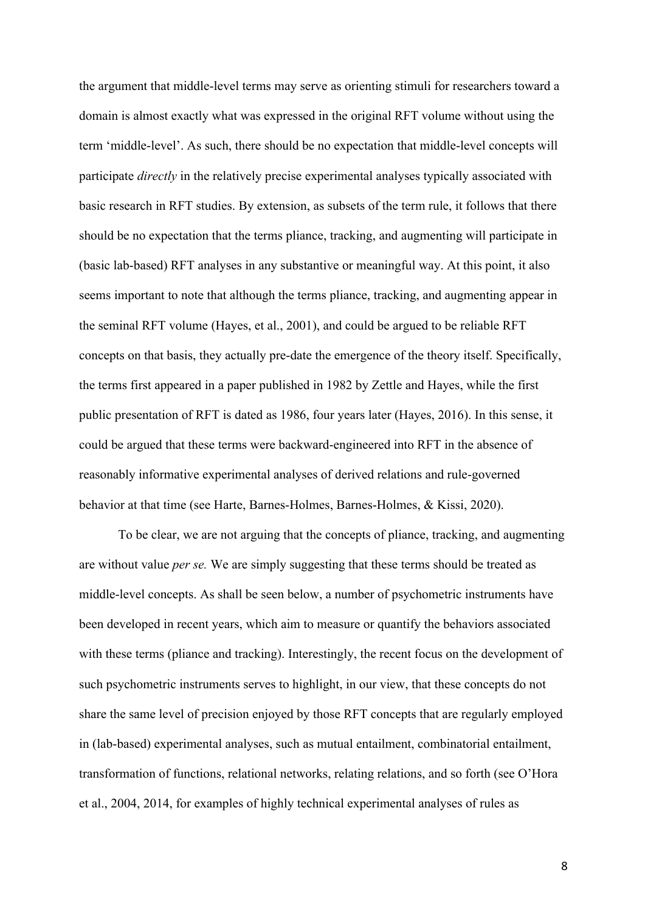the argument that middle-level terms may serve as orienting stimuli for researchers toward a domain is almost exactly what was expressed in the original RFT volume without using the term 'middle-level'. As such, there should be no expectation that middle-level concepts will participate *directly* in the relatively precise experimental analyses typically associated with basic research in RFT studies. By extension, as subsets of the term rule, it follows that there should be no expectation that the terms pliance, tracking, and augmenting will participate in (basic lab-based) RFT analyses in any substantive or meaningful way. At this point, it also seems important to note that although the terms pliance, tracking, and augmenting appear in the seminal RFT volume (Hayes, et al., 2001), and could be argued to be reliable RFT concepts on that basis, they actually pre-date the emergence of the theory itself. Specifically, the terms first appeared in a paper published in 1982 by Zettle and Hayes, while the first public presentation of RFT is dated as 1986, four years later (Hayes, 2016). In this sense, it could be argued that these terms were backward-engineered into RFT in the absence of reasonably informative experimental analyses of derived relations and rule-governed behavior at that time (see Harte, Barnes-Holmes, Barnes-Holmes, & Kissi, 2020).

To be clear, we are not arguing that the concepts of pliance, tracking, and augmenting are without value *per se.* We are simply suggesting that these terms should be treated as middle-level concepts. As shall be seen below, a number of psychometric instruments have been developed in recent years, which aim to measure or quantify the behaviors associated with these terms (pliance and tracking). Interestingly, the recent focus on the development of such psychometric instruments serves to highlight, in our view, that these concepts do not share the same level of precision enjoyed by those RFT concepts that are regularly employed in (lab-based) experimental analyses, such as mutual entailment, combinatorial entailment, transformation of functions, relational networks, relating relations, and so forth (see O'Hora et al., 2004, 2014, for examples of highly technical experimental analyses of rules as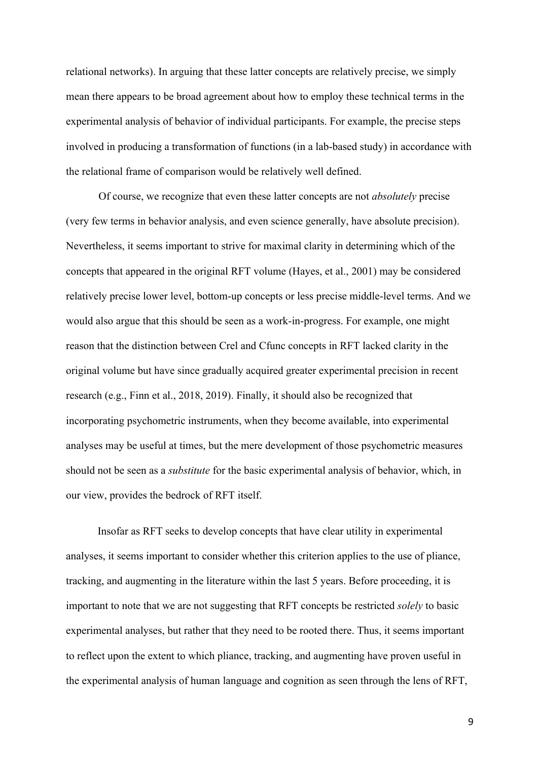relational networks). In arguing that these latter concepts are relatively precise, we simply mean there appears to be broad agreement about how to employ these technical terms in the experimental analysis of behavior of individual participants. For example, the precise steps involved in producing a transformation of functions (in a lab-based study) in accordance with the relational frame of comparison would be relatively well defined.

Of course, we recognize that even these latter concepts are not *absolutely* precise (very few terms in behavior analysis, and even science generally, have absolute precision). Nevertheless, it seems important to strive for maximal clarity in determining which of the concepts that appeared in the original RFT volume (Hayes, et al., 2001) may be considered relatively precise lower level, bottom-up concepts or less precise middle-level terms. And we would also argue that this should be seen as a work-in-progress. For example, one might reason that the distinction between Crel and Cfunc concepts in RFT lacked clarity in the original volume but have since gradually acquired greater experimental precision in recent research (e.g., Finn et al., 2018, 2019). Finally, it should also be recognized that incorporating psychometric instruments, when they become available, into experimental analyses may be useful at times, but the mere development of those psychometric measures should not be seen as a *substitute* for the basic experimental analysis of behavior, which, in our view, provides the bedrock of RFT itself.

Insofar as RFT seeks to develop concepts that have clear utility in experimental analyses, it seems important to consider whether this criterion applies to the use of pliance, tracking, and augmenting in the literature within the last 5 years. Before proceeding, it is important to note that we are not suggesting that RFT concepts be restricted *solely* to basic experimental analyses, but rather that they need to be rooted there. Thus, it seems important to reflect upon the extent to which pliance, tracking, and augmenting have proven useful in the experimental analysis of human language and cognition as seen through the lens of RFT,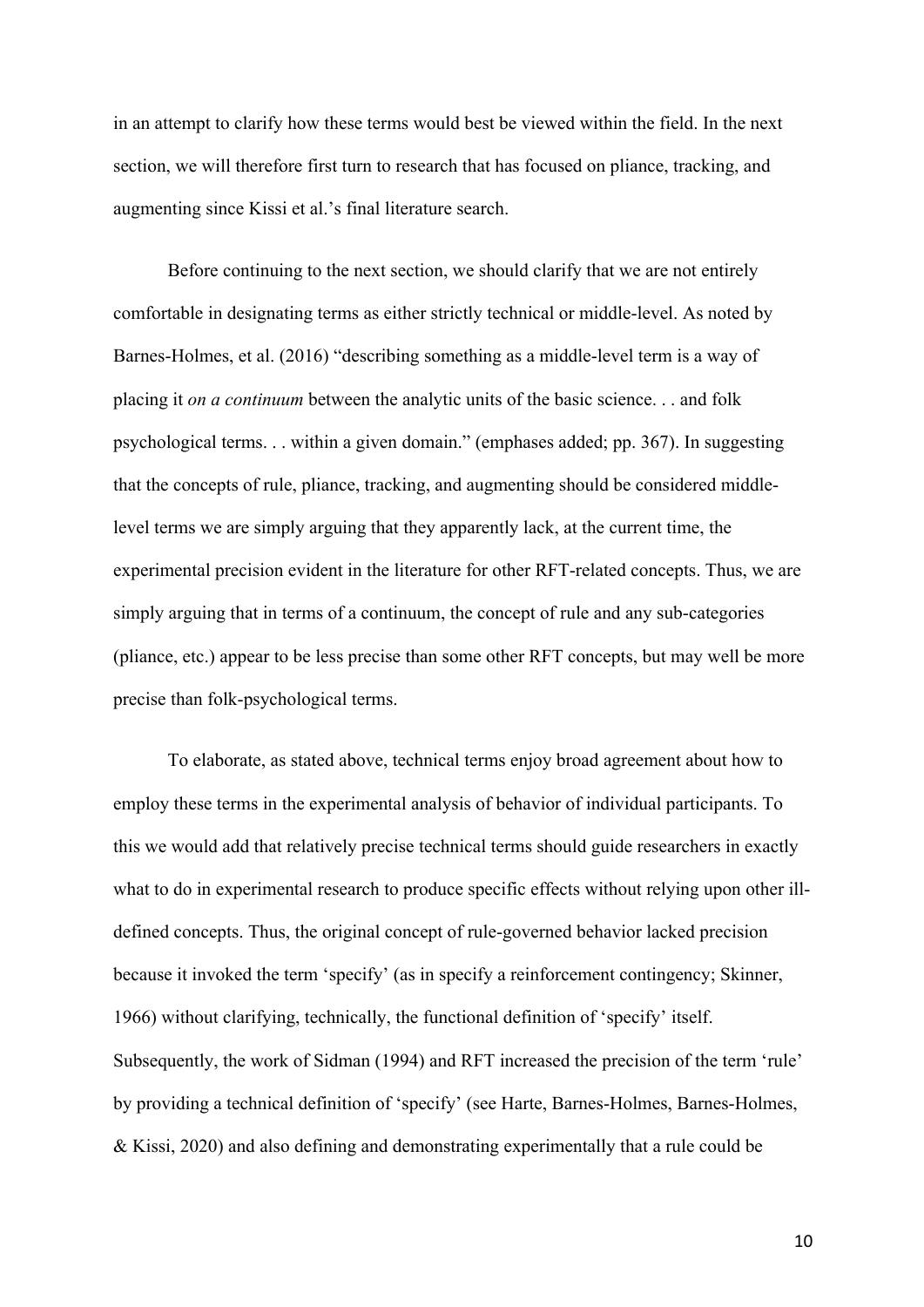in an attempt to clarify how these terms would best be viewed within the field. In the next section, we will therefore first turn to research that has focused on pliance, tracking, and augmenting since Kissi et al.'s final literature search.

Before continuing to the next section, we should clarify that we are not entirely comfortable in designating terms as either strictly technical or middle-level. As noted by Barnes-Holmes, et al. (2016) "describing something as a middle-level term is a way of placing it *on a continuum* between the analytic units of the basic science. . . and folk psychological terms. . . within a given domain." (emphases added; pp. 367). In suggesting that the concepts of rule, pliance, tracking, and augmenting should be considered middle-level terms we are simply arguing that they apparently lack, at the current time, the experimental precision evident in the literature for other RFT-related concepts. Thus, we are simply arguing that in terms of a continuum, the concept of rule and any sub-categories (pliance, etc.) appear to be less precise than some other RFT concepts, but may well be more precise than folk-psychological terms.

To elaborate, as stated above, technical terms enjoy broad agreement about how to employ these terms in the experimental analysis of behavior of individual participants. To this we would add that relatively precise technical terms should guide researchers in exactly what to do in experimental research to produce specific effects without relying upon other ill-defined concepts. Thus, the original concept of rule-governed behavior lacked precision because it invoked the term 'specify' (as in specify a reinforcement contingency; Skinner, 1966) without clarifying, technically, the functional definition of 'specify' itself. Subsequently, the work of Sidman (1994) and RFT increased the precision of the term 'rule' by providing a technical definition of 'specify' (see Harte, Barnes-Holmes, Barnes-Holmes, & Kissi, 2020) and also defining and demonstrating experimentally that a rule could be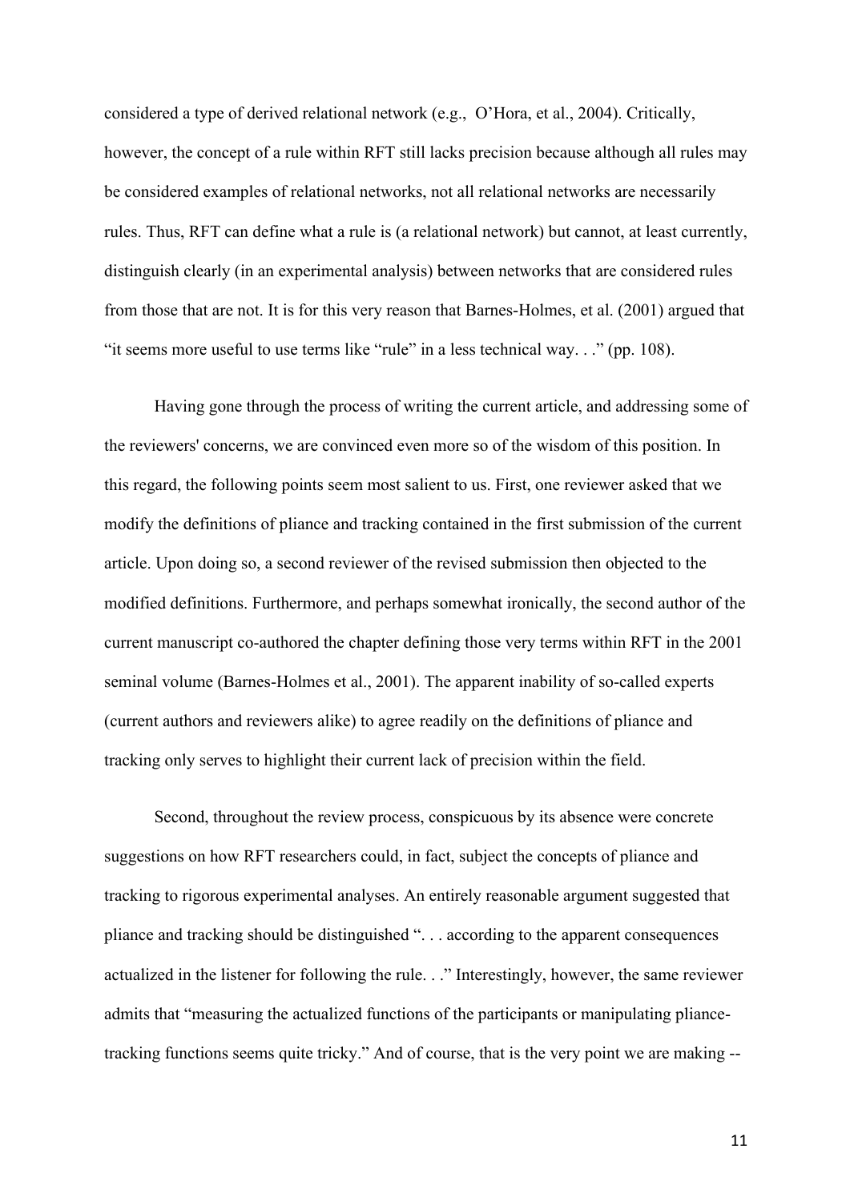considered a type of derived relational network (e.g., O'Hora, et al., 2004). Critically, however, the concept of a rule within RFT still lacks precision because although all rules may be considered examples of relational networks, not all relational networks are necessarily rules. Thus, RFT can define what a rule is (a relational network) but cannot, at least currently, distinguish clearly (in an experimental analysis) between networks that are considered rules from those that are not. It is for this very reason that Barnes-Holmes, et al. (2001) argued that "it seems more useful to use terms like "rule" in a less technical way. . ." (pp. 108).

Having gone through the process of writing the current article, and addressing some of the reviewers' concerns, we are convinced even more so of the wisdom of this position. In this regard, the following points seem most salient to us. First, one reviewer asked that we modify the definitions of pliance and tracking contained in the first submission of the current article. Upon doing so, a second reviewer of the revised submission then objected to the modified definitions. Furthermore, and perhaps somewhat ironically, the second author of the current manuscript co-authored the chapter defining those very terms within RFT in the 2001 seminal volume (Barnes-Holmes et al., 2001). The apparent inability of so-called experts (current authors and reviewers alike) to agree readily on the definitions of pliance and tracking only serves to highlight their current lack of precision within the field.

Second, throughout the review process, conspicuous by its absence were concrete suggestions on how RFT researchers could, in fact, subject the concepts of pliance and tracking to rigorous experimental analyses. An entirely reasonable argument suggested that pliance and tracking should be distinguished ". . . according to the apparent consequences actualized in the listener for following the rule. . ." Interestingly, however, the same reviewer admits that "measuring the actualized functions of the participants or manipulating pliance-tracking functions seems quite tricky." And of course, that is the very point we are making --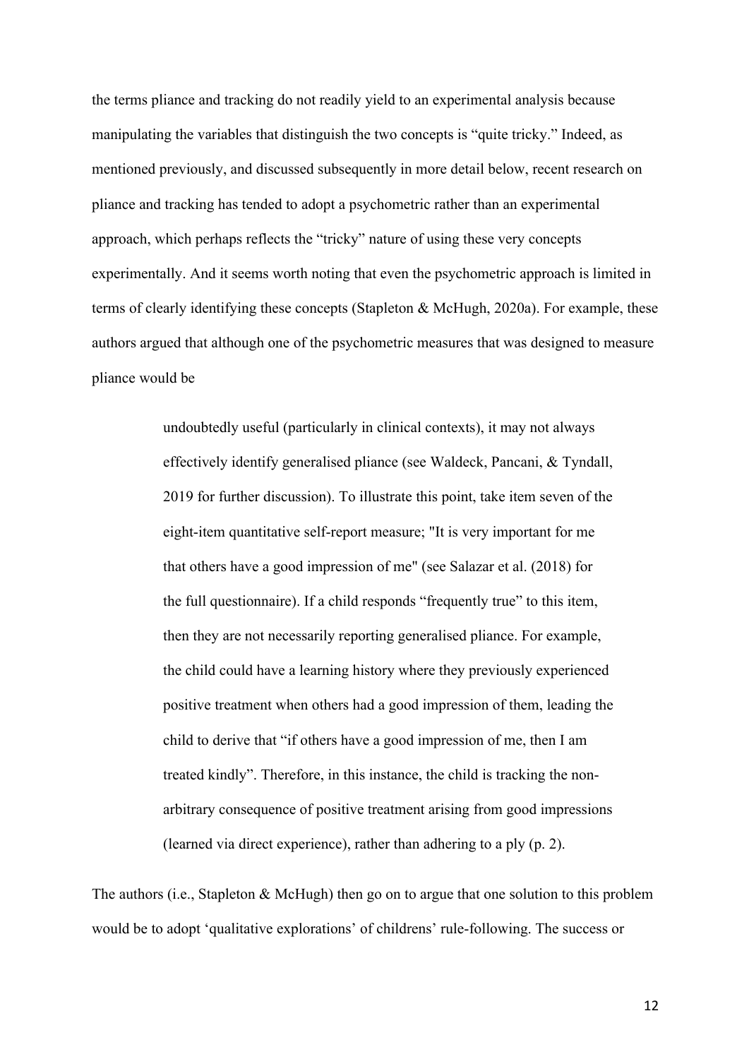the terms pliance and tracking do not readily yield to an experimental analysis because manipulating the variables that distinguish the two concepts is "quite tricky." Indeed, as mentioned previously, and discussed subsequently in more detail below, recent research on pliance and tracking has tended to adopt a psychometric rather than an experimental approach, which perhaps reflects the "tricky" nature of using these very concepts experimentally. And it seems worth noting that even the psychometric approach is limited in terms of clearly identifying these concepts (Stapleton & McHugh, 2020a). For example, these authors argued that although one of the psychometric measures that was designed to measure pliance would be

> undoubtedly useful (particularly in clinical contexts), it may not always effectively identify generalised pliance (see Waldeck, Pancani, & Tyndall, 2019 for further discussion). To illustrate this point, take item seven of the eight-item quantitative self-report measure; "It is very important for me that others have a good impression of me" (see Salazar et al. (2018) for the full questionnaire). If a child responds "frequently true" to this item, then they are not necessarily reporting generalised pliance. For example, the child could have a learning history where they previously experienced positive treatment when others had a good impression of them, leading the child to derive that "if others have a good impression of me, then I am treated kindly". Therefore, in this instance, the child is tracking the non-arbitrary consequence of positive treatment arising from good impressions (learned via direct experience), rather than adhering to a ply (p. 2).

The authors (i.e., Stapleton & McHugh) then go on to argue that one solution to this problem would be to adopt 'qualitative explorations' of childrens' rule-following. The success or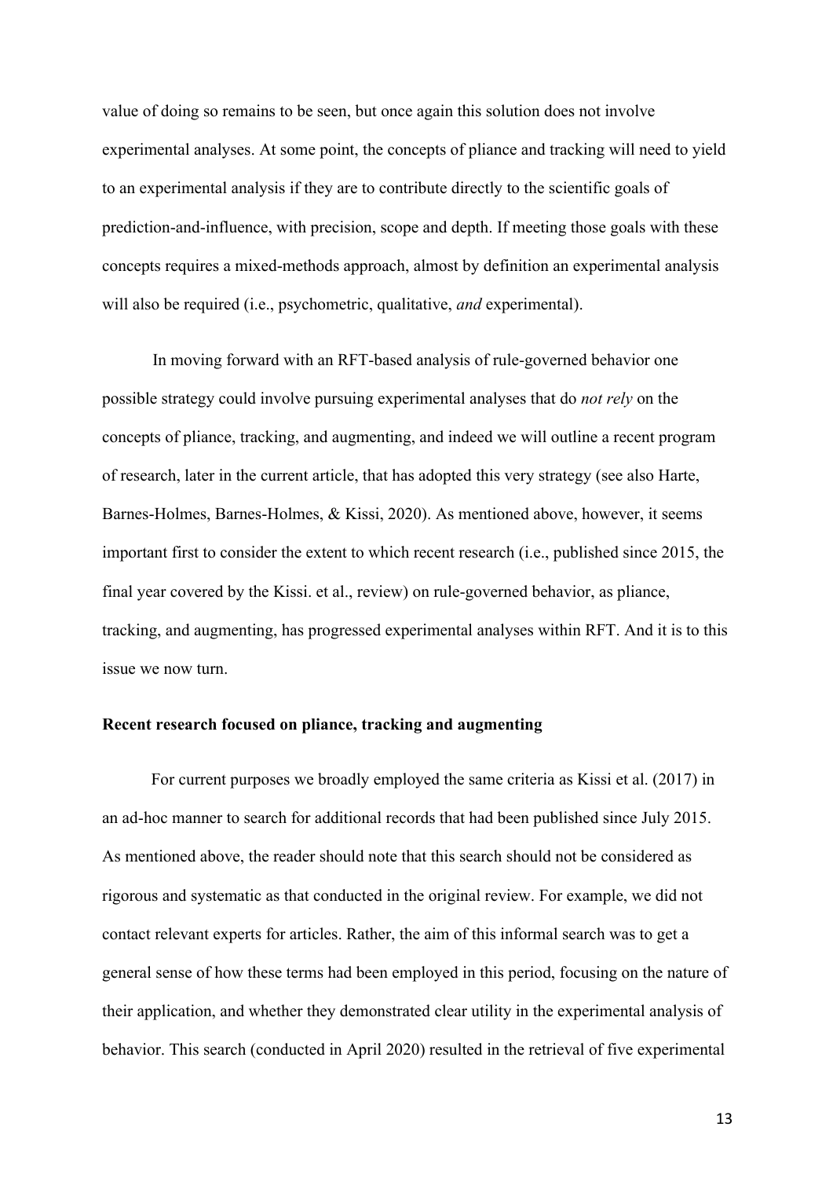value of doing so remains to be seen, but once again this solution does not involve experimental analyses. At some point, the concepts of pliance and tracking will need to yield to an experimental analysis if they are to contribute directly to the scientific goals of prediction-and-influence, with precision, scope and depth. If meeting those goals with these concepts requires a mixed-methods approach, almost by definition an experimental analysis will also be required (i.e., psychometric, qualitative, *and* experimental).

In moving forward with an RFT-based analysis of rule-governed behavior one possible strategy could involve pursuing experimental analyses that do *not rely* on the concepts of pliance, tracking, and augmenting, and indeed we will outline a recent program of research, later in the current article, that has adopted this very strategy (see also Harte, Barnes-Holmes, Barnes-Holmes, & Kissi, 2020). As mentioned above, however, it seems important first to consider the extent to which recent research (i.e., published since 2015, the final year covered by the Kissi. et al., review) on rule-governed behavior, as pliance, tracking, and augmenting, has progressed experimental analyses within RFT. And it is to this issue we now turn.

**Recent research focused on pliance, tracking and augmenting**

For current purposes we broadly employed the same criteria as Kissi et al. (2017) in an ad-hoc manner to search for additional records that had been published since July 2015. As mentioned above, the reader should note that this search should not be considered as rigorous and systematic as that conducted in the original review. For example, we did not contact relevant experts for articles. Rather, the aim of this informal search was to get a general sense of how these terms had been employed in this period, focusing on the nature of their application, and whether they demonstrated clear utility in the experimental analysis of behavior. This search (conducted in April 2020) resulted in the retrieval of five experimental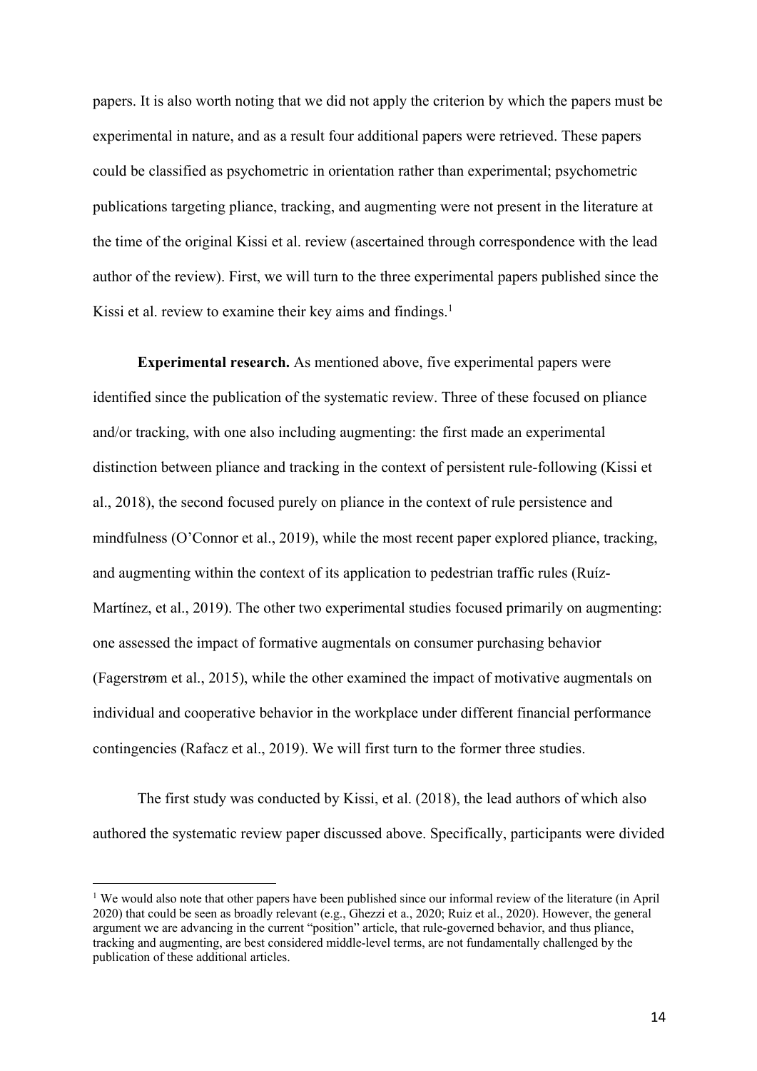papers. It is also worth noting that we did not apply the criterion by which the papers must be experimental in nature, and as a result four additional papers were retrieved. These papers could be classified as psychometric in orientation rather than experimental; psychometric publications targeting pliance, tracking, and augmenting were not present in the literature at the time of the original Kissi et al. review (ascertained through correspondence with the lead author of the review). First, we will turn to the three experimental papers published since the Kissi et al. review to examine their key aims and findings.[1]

**Experimental research.** As mentioned above, five experimental papers were identified since the publication of the systematic review. Three of these focused on pliance and/or tracking, with one also including augmenting: the first made an experimental distinction between pliance and tracking in the context of persistent rule-following (Kissi et al., 2018), the second focused purely on pliance in the context of rule persistence and mindfulness (O'Connor et al., 2019), while the most recent paper explored pliance, tracking, and augmenting within the context of its application to pedestrian traffic rules (Ruíz-Martínez, et al., 2019). The other two experimental studies focused primarily on augmenting: one assessed the impact of formative augmentals on consumer purchasing behavior (Fagerstrøm et al., 2015), while the other examined the impact of motivative augmentals on individual and cooperative behavior in the workplace under different financial performance contingencies (Rafacz et al., 2019). We will first turn to the former three studies.

The first study was conducted by Kissi, et al. (2018), the lead authors of which also authored the systematic review paper discussed above. Specifically, participants were divided

[1] We would also note that other papers have been published since our informal review of the literature (in April 2020) that could be seen as broadly relevant (e.g., Ghezzi et a., 2020; Ruiz et al., 2020). However, the general argument we are advancing in the current "position" article, that rule-governed behavior, and thus pliance, tracking and augmenting, are best considered middle-level terms, are not fundamentally challenged by the publication of these additional articles.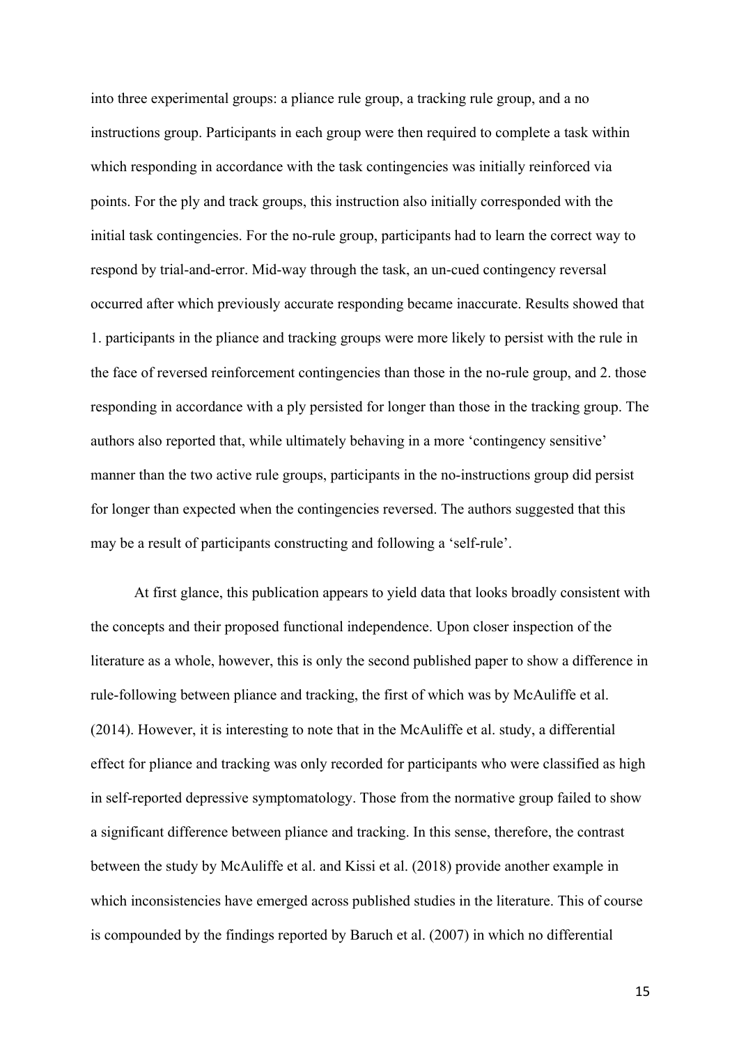into three experimental groups: a pliance rule group, a tracking rule group, and a no instructions group. Participants in each group were then required to complete a task within which responding in accordance with the task contingencies was initially reinforced via points. For the ply and track groups, this instruction also initially corresponded with the initial task contingencies. For the no-rule group, participants had to learn the correct way to respond by trial-and-error. Mid-way through the task, an un-cued contingency reversal occurred after which previously accurate responding became inaccurate. Results showed that 1. participants in the pliance and tracking groups were more likely to persist with the rule in the face of reversed reinforcement contingencies than those in the no-rule group, and 2. those responding in accordance with a ply persisted for longer than those in the tracking group. The authors also reported that, while ultimately behaving in a more 'contingency sensitive' manner than the two active rule groups, participants in the no-instructions group did persist for longer than expected when the contingencies reversed. The authors suggested that this may be a result of participants constructing and following a 'self-rule'.

At first glance, this publication appears to yield data that looks broadly consistent with the concepts and their proposed functional independence. Upon closer inspection of the literature as a whole, however, this is only the second published paper to show a difference in rule-following between pliance and tracking, the first of which was by McAuliffe et al. (2014). However, it is interesting to note that in the McAuliffe et al. study, a differential effect for pliance and tracking was only recorded for participants who were classified as high in self-reported depressive symptomatology. Those from the normative group failed to show a significant difference between pliance and tracking. In this sense, therefore, the contrast between the study by McAuliffe et al. and Kissi et al. (2018) provide another example in which inconsistencies have emerged across published studies in the literature. This of course is compounded by the findings reported by Baruch et al. (2007) in which no differential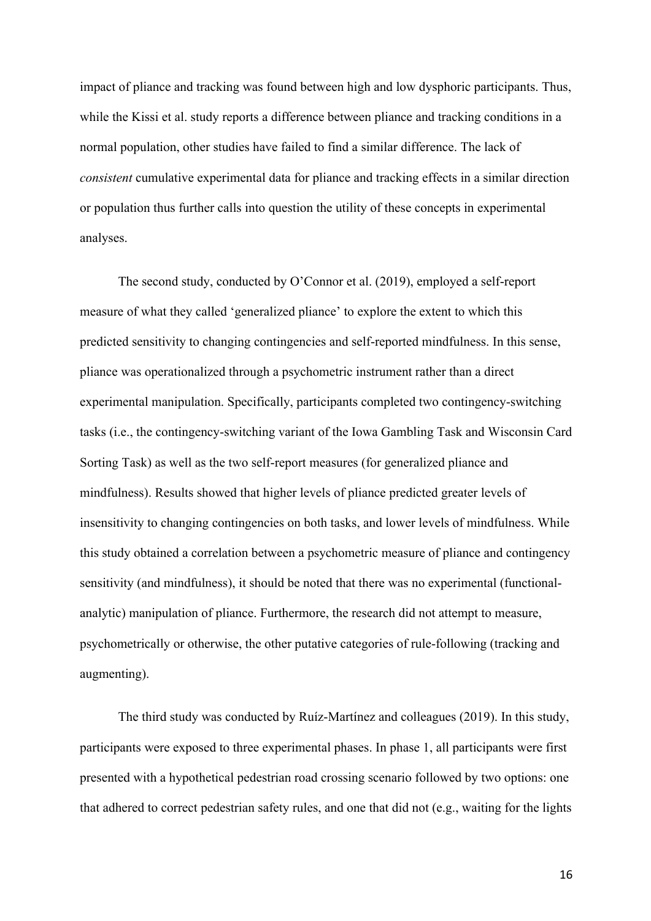impact of pliance and tracking was found between high and low dysphoric participants. Thus, while the Kissi et al. study reports a difference between pliance and tracking conditions in a normal population, other studies have failed to find a similar difference. The lack of *consistent* cumulative experimental data for pliance and tracking effects in a similar direction or population thus further calls into question the utility of these concepts in experimental analyses.

The second study, conducted by O'Connor et al. (2019), employed a self-report measure of what they called 'generalized pliance' to explore the extent to which this predicted sensitivity to changing contingencies and self-reported mindfulness. In this sense, pliance was operationalized through a psychometric instrument rather than a direct experimental manipulation. Specifically, participants completed two contingency-switching tasks (i.e., the contingency-switching variant of the Iowa Gambling Task and Wisconsin Card Sorting Task) as well as the two self-report measures (for generalized pliance and mindfulness). Results showed that higher levels of pliance predicted greater levels of insensitivity to changing contingencies on both tasks, and lower levels of mindfulness. While this study obtained a correlation between a psychometric measure of pliance and contingency sensitivity (and mindfulness), it should be noted that there was no experimental (functional-analytic) manipulation of pliance. Furthermore, the research did not attempt to measure, psychometrically or otherwise, the other putative categories of rule-following (tracking and augmenting).

The third study was conducted by Ruíz-Martínez and colleagues (2019). In this study, participants were exposed to three experimental phases. In phase 1, all participants were first presented with a hypothetical pedestrian road crossing scenario followed by two options: one that adhered to correct pedestrian safety rules, and one that did not (e.g., waiting for the lights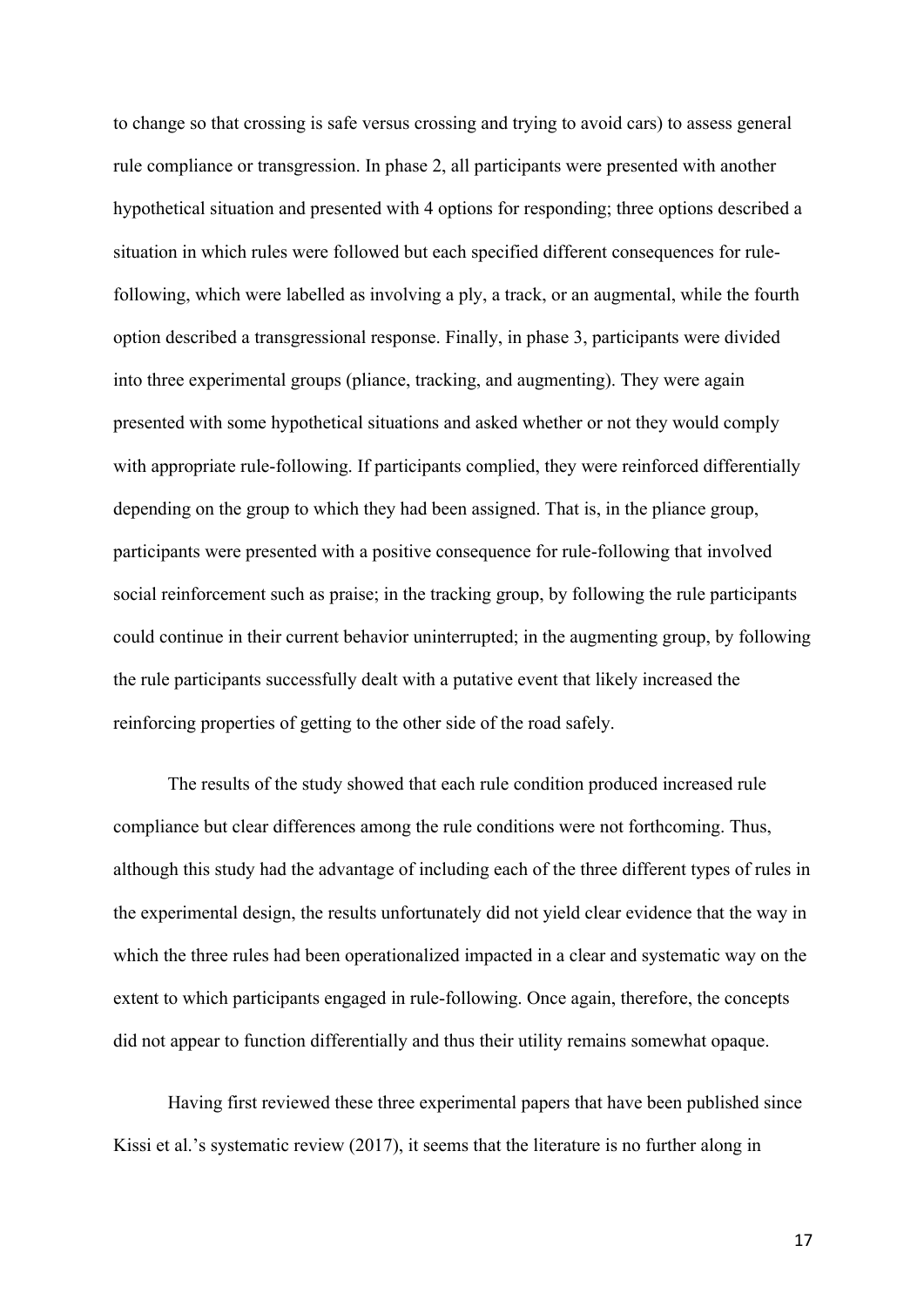to change so that crossing is safe versus crossing and trying to avoid cars) to assess general rule compliance or transgression. In phase 2, all participants were presented with another hypothetical situation and presented with 4 options for responding; three options described a situation in which rules were followed but each specified different consequences for rule-following, which were labelled as involving a ply, a track, or an augmental, while the fourth option described a transgressional response. Finally, in phase 3, participants were divided into three experimental groups (pliance, tracking, and augmenting). They were again presented with some hypothetical situations and asked whether or not they would comply with appropriate rule-following. If participants complied, they were reinforced differentially depending on the group to which they had been assigned. That is, in the pliance group, participants were presented with a positive consequence for rule-following that involved social reinforcement such as praise; in the tracking group, by following the rule participants could continue in their current behavior uninterrupted; in the augmenting group, by following the rule participants successfully dealt with a putative event that likely increased the reinforcing properties of getting to the other side of the road safely.

The results of the study showed that each rule condition produced increased rule compliance but clear differences among the rule conditions were not forthcoming. Thus, although this study had the advantage of including each of the three different types of rules in the experimental design, the results unfortunately did not yield clear evidence that the way in which the three rules had been operationalized impacted in a clear and systematic way on the extent to which participants engaged in rule-following. Once again, therefore, the concepts did not appear to function differentially and thus their utility remains somewhat opaque.

Having first reviewed these three experimental papers that have been published since Kissi et al.'s systematic review (2017), it seems that the literature is no further along in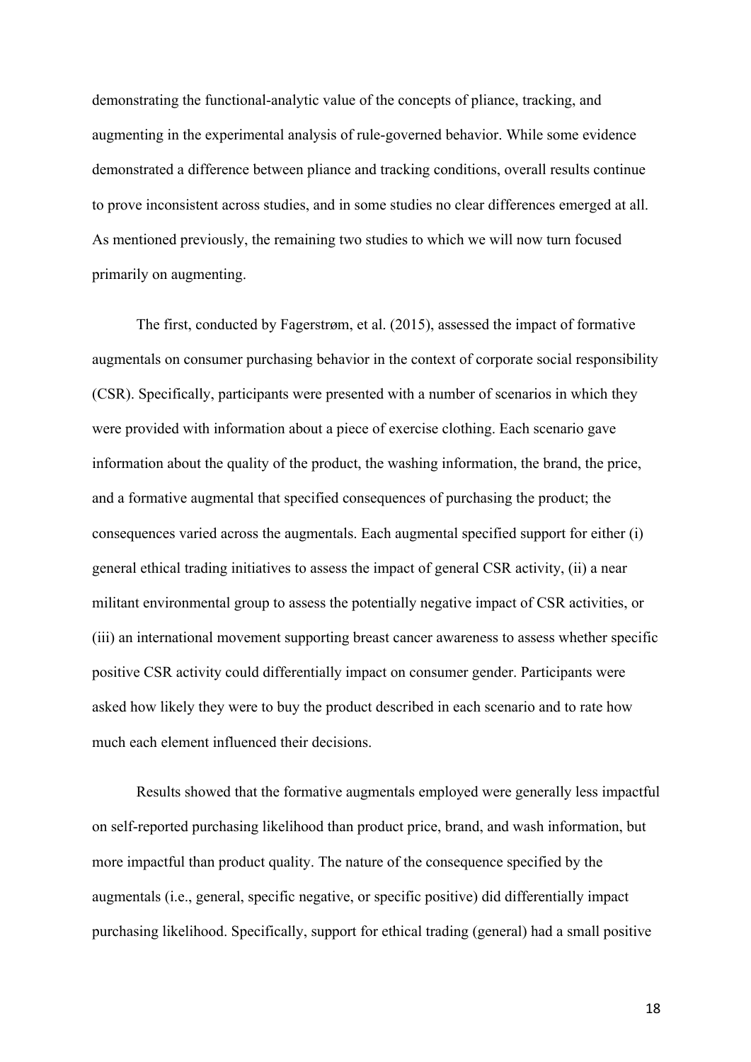demonstrating the functional-analytic value of the concepts of pliance, tracking, and augmenting in the experimental analysis of rule-governed behavior. While some evidence demonstrated a difference between pliance and tracking conditions, overall results continue to prove inconsistent across studies, and in some studies no clear differences emerged at all. As mentioned previously, the remaining two studies to which we will now turn focused primarily on augmenting.

The first, conducted by Fagerstrøm, et al. (2015), assessed the impact of formative augmentals on consumer purchasing behavior in the context of corporate social responsibility (CSR). Specifically, participants were presented with a number of scenarios in which they were provided with information about a piece of exercise clothing. Each scenario gave information about the quality of the product, the washing information, the brand, the price, and a formative augmental that specified consequences of purchasing the product; the consequences varied across the augmentals. Each augmental specified support for either (i) general ethical trading initiatives to assess the impact of general CSR activity, (ii) a near militant environmental group to assess the potentially negative impact of CSR activities, or (iii) an international movement supporting breast cancer awareness to assess whether specific positive CSR activity could differentially impact on consumer gender. Participants were asked how likely they were to buy the product described in each scenario and to rate how much each element influenced their decisions.

Results showed that the formative augmentals employed were generally less impactful on self-reported purchasing likelihood than product price, brand, and wash information, but more impactful than product quality. The nature of the consequence specified by the augmentals (i.e., general, specific negative, or specific positive) did differentially impact purchasing likelihood. Specifically, support for ethical trading (general) had a small positive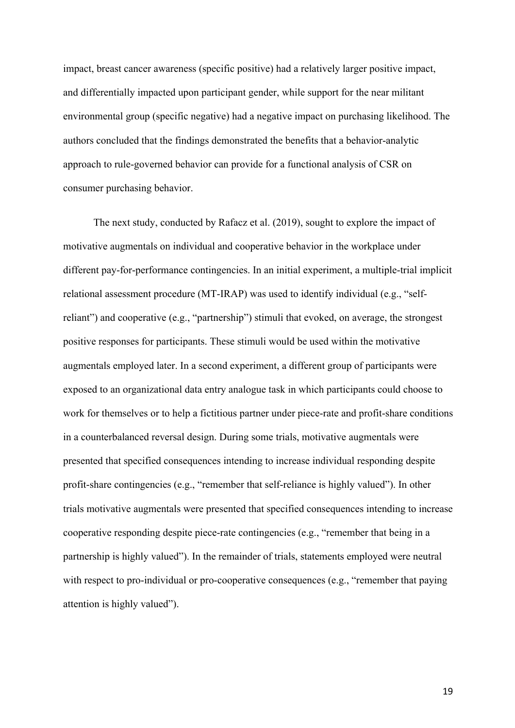impact, breast cancer awareness (specific positive) had a relatively larger positive impact, and differentially impacted upon participant gender, while support for the near militant environmental group (specific negative) had a negative impact on purchasing likelihood. The authors concluded that the findings demonstrated the benefits that a behavior-analytic approach to rule-governed behavior can provide for a functional analysis of CSR on consumer purchasing behavior.

The next study, conducted by Rafacz et al. (2019), sought to explore the impact of motivative augmentals on individual and cooperative behavior in the workplace under different pay-for-performance contingencies. In an initial experiment, a multiple-trial implicit relational assessment procedure (MT-IRAP) was used to identify individual (e.g., "self-reliant") and cooperative (e.g., "partnership") stimuli that evoked, on average, the strongest positive responses for participants. These stimuli would be used within the motivative augmentals employed later. In a second experiment, a different group of participants were exposed to an organizational data entry analogue task in which participants could choose to work for themselves or to help a fictitious partner under piece-rate and profit-share conditions in a counterbalanced reversal design. During some trials, motivative augmentals were presented that specified consequences intending to increase individual responding despite profit-share contingencies (e.g., "remember that self-reliance is highly valued"). In other trials motivative augmentals were presented that specified consequences intending to increase cooperative responding despite piece-rate contingencies (e.g., "remember that being in a partnership is highly valued"). In the remainder of trials, statements employed were neutral with respect to pro-individual or pro-cooperative consequences (e.g., "remember that paying attention is highly valued").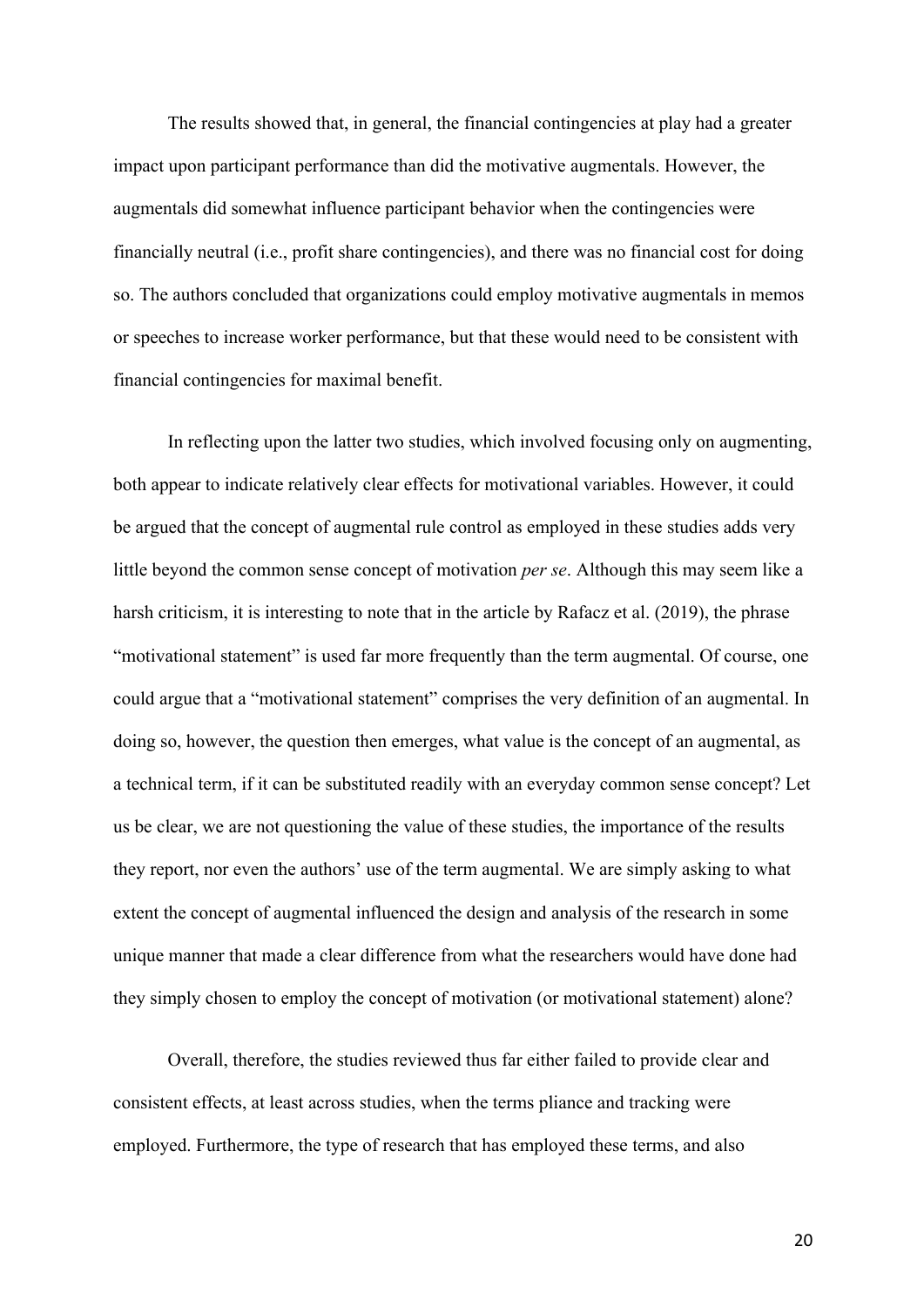The results showed that, in general, the financial contingencies at play had a greater impact upon participant performance than did the motivative augmentals. However, the augmentals did somewhat influence participant behavior when the contingencies were financially neutral (i.e., profit share contingencies), and there was no financial cost for doing so. The authors concluded that organizations could employ motivative augmentals in memos or speeches to increase worker performance, but that these would need to be consistent with financial contingencies for maximal benefit.

In reflecting upon the latter two studies, which involved focusing only on augmenting, both appear to indicate relatively clear effects for motivational variables. However, it could be argued that the concept of augmental rule control as employed in these studies adds very little beyond the common sense concept of motivation *per se*. Although this may seem like a harsh criticism, it is interesting to note that in the article by Rafacz et al. (2019), the phrase "motivational statement" is used far more frequently than the term augmental. Of course, one could argue that a "motivational statement" comprises the very definition of an augmental. In doing so, however, the question then emerges, what value is the concept of an augmental, as a technical term, if it can be substituted readily with an everyday common sense concept? Let us be clear, we are not questioning the value of these studies, the importance of the results they report, nor even the authors' use of the term augmental. We are simply asking to what extent the concept of augmental influenced the design and analysis of the research in some unique manner that made a clear difference from what the researchers would have done had they simply chosen to employ the concept of motivation (or motivational statement) alone?

Overall, therefore, the studies reviewed thus far either failed to provide clear and consistent effects, at least across studies, when the terms pliance and tracking were employed. Furthermore, the type of research that has employed these terms, and also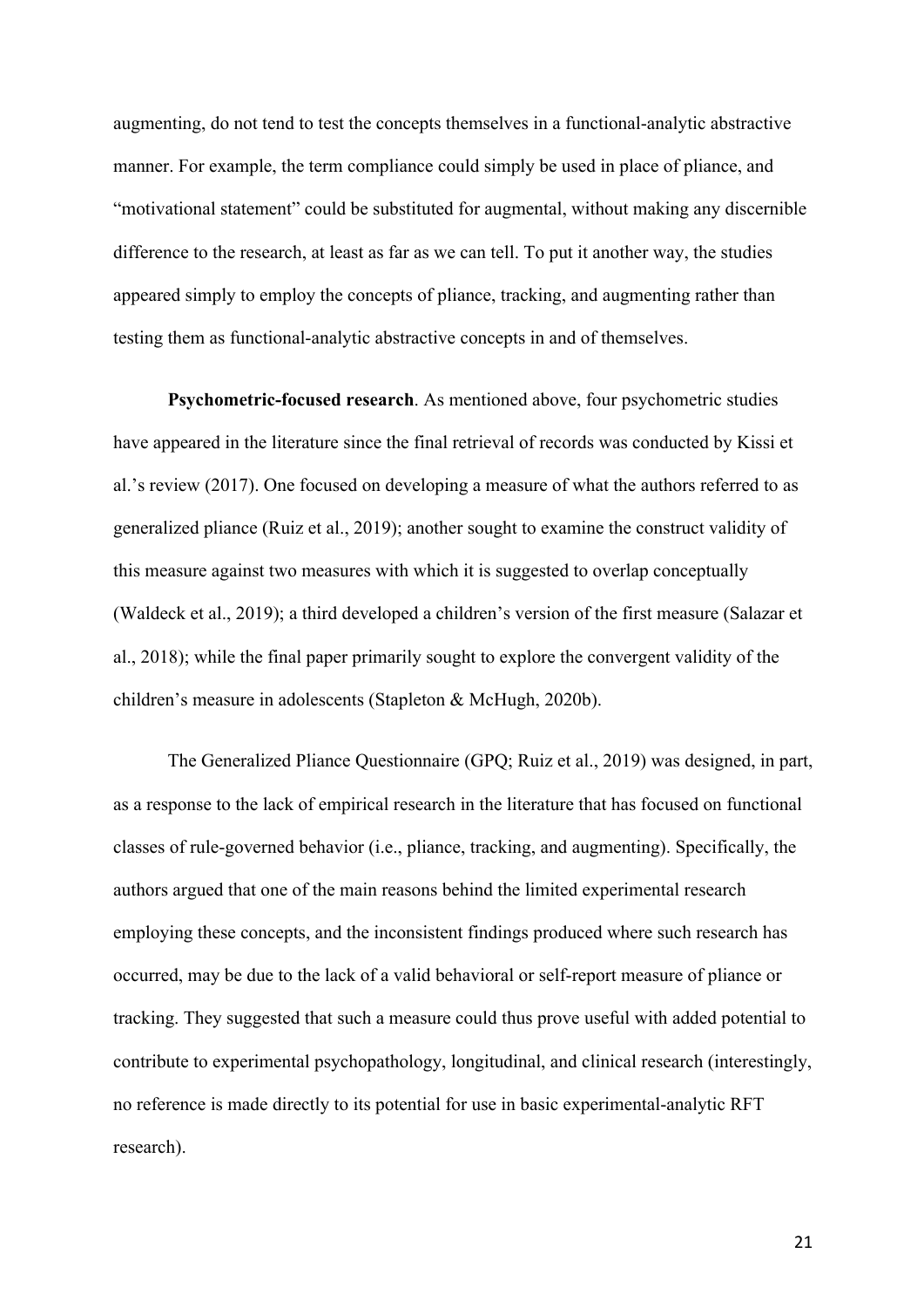augmenting, do not tend to test the concepts themselves in a functional-analytic abstractive manner. For example, the term compliance could simply be used in place of pliance, and "motivational statement" could be substituted for augmental, without making any discernible difference to the research, at least as far as we can tell. To put it another way, the studies appeared simply to employ the concepts of pliance, tracking, and augmenting rather than testing them as functional-analytic abstractive concepts in and of themselves.

**Psychometric-focused research**. As mentioned above, four psychometric studies have appeared in the literature since the final retrieval of records was conducted by Kissi et al.'s review (2017). One focused on developing a measure of what the authors referred to as generalized pliance (Ruiz et al., 2019); another sought to examine the construct validity of this measure against two measures with which it is suggested to overlap conceptually (Waldeck et al., 2019); a third developed a children's version of the first measure (Salazar et al., 2018); while the final paper primarily sought to explore the convergent validity of the children's measure in adolescents (Stapleton & McHugh, 2020b).

The Generalized Pliance Questionnaire (GPQ; Ruiz et al., 2019) was designed, in part, as a response to the lack of empirical research in the literature that has focused on functional classes of rule-governed behavior (i.e., pliance, tracking, and augmenting). Specifically, the authors argued that one of the main reasons behind the limited experimental research employing these concepts, and the inconsistent findings produced where such research has occurred, may be due to the lack of a valid behavioral or self-report measure of pliance or tracking. They suggested that such a measure could thus prove useful with added potential to contribute to experimental psychopathology, longitudinal, and clinical research (interestingly, no reference is made directly to its potential for use in basic experimental-analytic RFT research).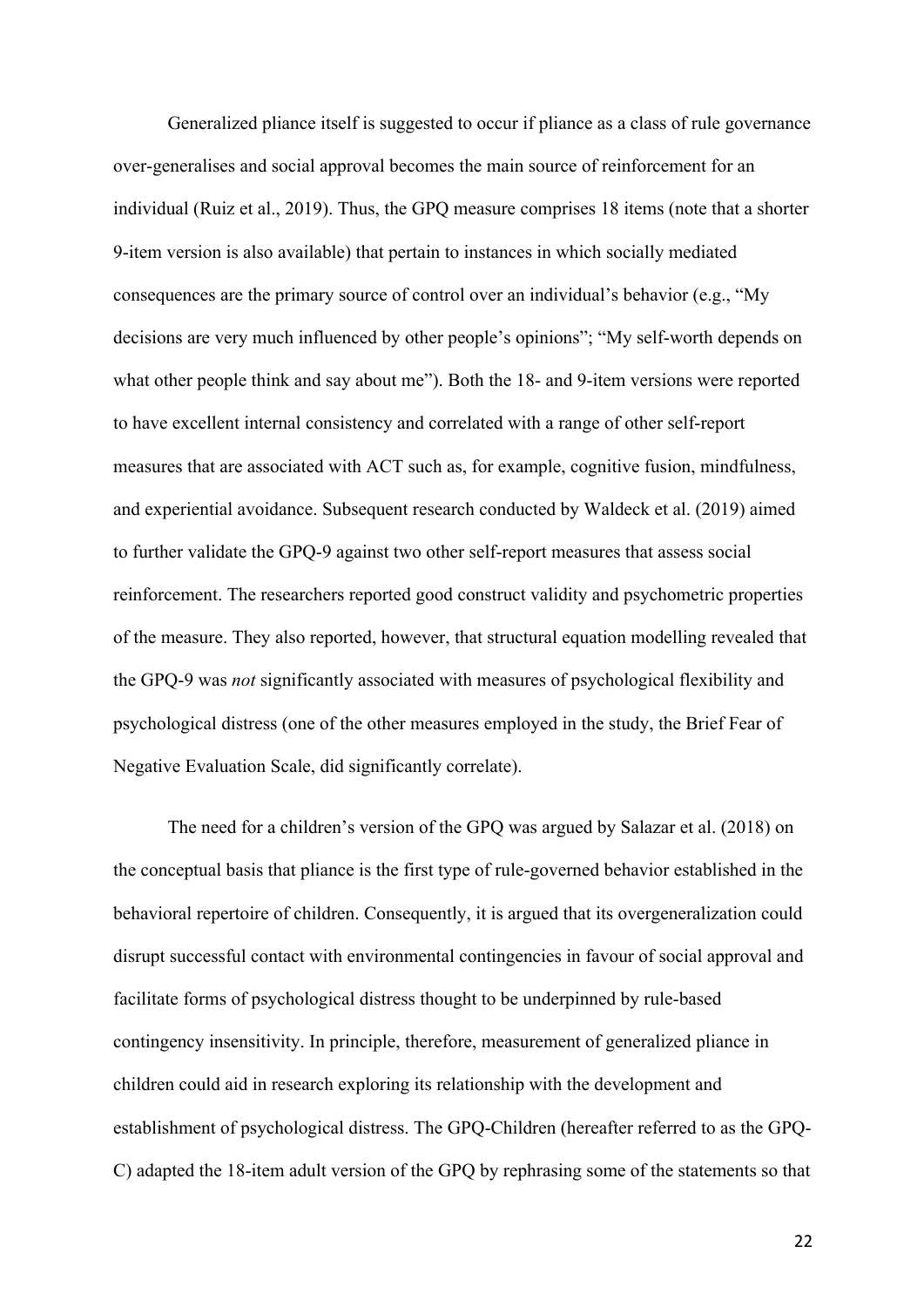Generalized pliance itself is suggested to occur if pliance as a class of rule governance over-generalises and social approval becomes the main source of reinforcement for an individual (Ruiz et al., 2019). Thus, the GPQ measure comprises 18 items (note that a shorter 9-item version is also available) that pertain to instances in which socially mediated consequences are the primary source of control over an individual's behavior (e.g., "My decisions are very much influenced by other people's opinions"; "My self-worth depends on what other people think and say about me"). Both the 18- and 9-item versions were reported to have excellent internal consistency and correlated with a range of other self-report measures that are associated with ACT such as, for example, cognitive fusion, mindfulness, and experiential avoidance. Subsequent research conducted by Waldeck et al. (2019) aimed to further validate the GPQ-9 against two other self-report measures that assess social reinforcement. The researchers reported good construct validity and psychometric properties of the measure. They also reported, however, that structural equation modelling revealed that the GPQ-9 was *not* significantly associated with measures of psychological flexibility and psychological distress (one of the other measures employed in the study, the Brief Fear of Negative Evaluation Scale, did significantly correlate).

The need for a children's version of the GPQ was argued by Salazar et al. (2018) on the conceptual basis that pliance is the first type of rule-governed behavior established in the behavioral repertoire of children. Consequently, it is argued that its overgeneralization could disrupt successful contact with environmental contingencies in favour of social approval and facilitate forms of psychological distress thought to be underpinned by rule-based contingency insensitivity. In principle, therefore, measurement of generalized pliance in children could aid in research exploring its relationship with the development and establishment of psychological distress. The GPQ-Children (hereafter referred to as the GPQ-C) adapted the 18-item adult version of the GPQ by rephrasing some of the statements so that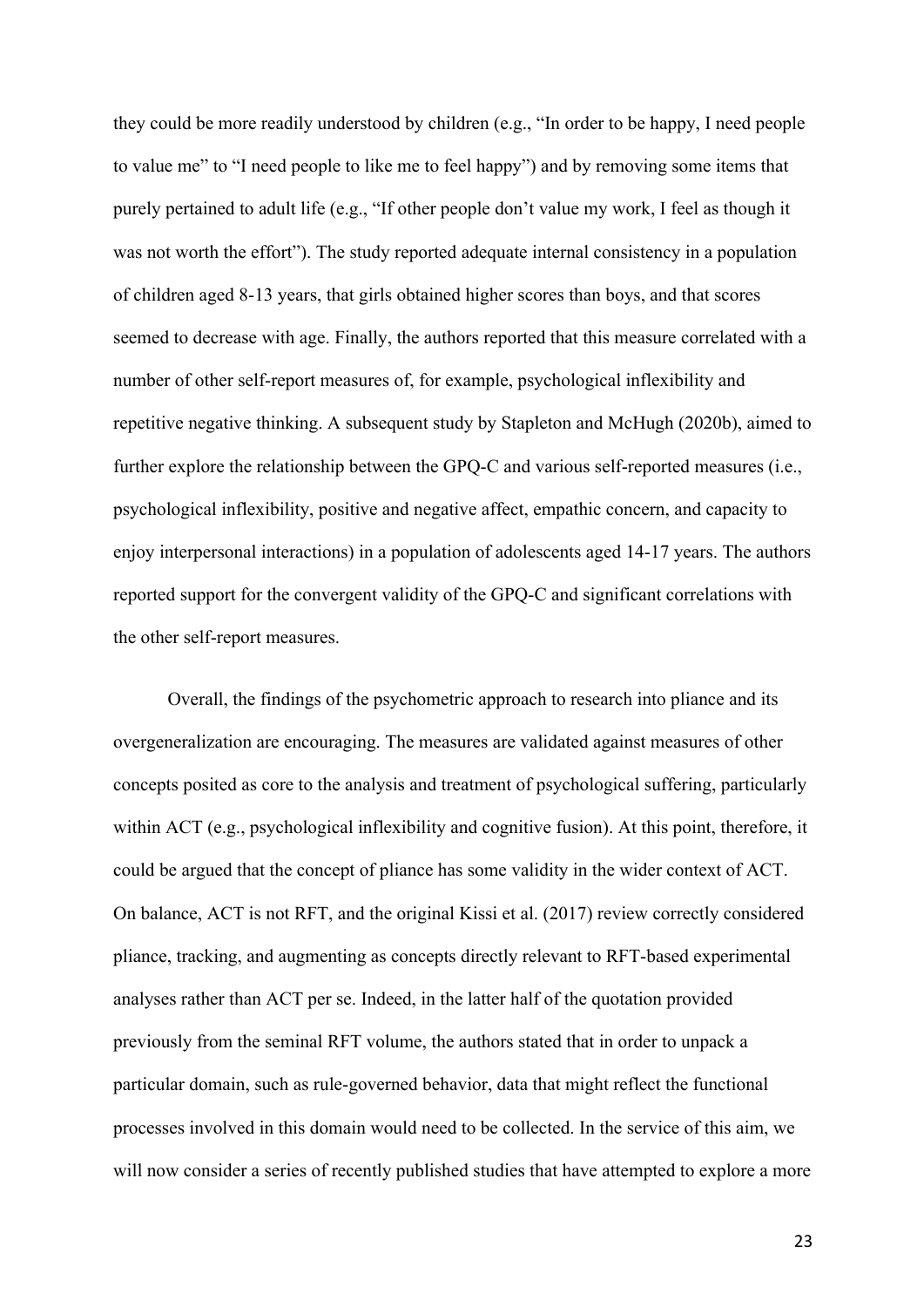they could be more readily understood by children (e.g., "In order to be happy, I need people to value me" to "I need people to like me to feel happy") and by removing some items that purely pertained to adult life (e.g., "If other people don't value my work, I feel as though it was not worth the effort"). The study reported adequate internal consistency in a population of children aged 8-13 years, that girls obtained higher scores than boys, and that scores seemed to decrease with age. Finally, the authors reported that this measure correlated with a number of other self-report measures of, for example, psychological inflexibility and repetitive negative thinking. A subsequent study by Stapleton and McHugh (2020b), aimed to further explore the relationship between the GPQ-C and various self-reported measures (i.e., psychological inflexibility, positive and negative affect, empathic concern, and capacity to enjoy interpersonal interactions) in a population of adolescents aged 14-17 years. The authors reported support for the convergent validity of the GPQ-C and significant correlations with the other self-report measures.

Overall, the findings of the psychometric approach to research into pliance and its overgeneralization are encouraging. The measures are validated against measures of other concepts posited as core to the analysis and treatment of psychological suffering, particularly within ACT (e.g., psychological inflexibility and cognitive fusion). At this point, therefore, it could be argued that the concept of pliance has some validity in the wider context of ACT. On balance, ACT is not RFT, and the original Kissi et al. (2017) review correctly considered pliance, tracking, and augmenting as concepts directly relevant to RFT-based experimental analyses rather than ACT per se. Indeed, in the latter half of the quotation provided previously from the seminal RFT volume, the authors stated that in order to unpack a particular domain, such as rule-governed behavior, data that might reflect the functional processes involved in this domain would need to be collected. In the service of this aim, we will now consider a series of recently published studies that have attempted to explore a more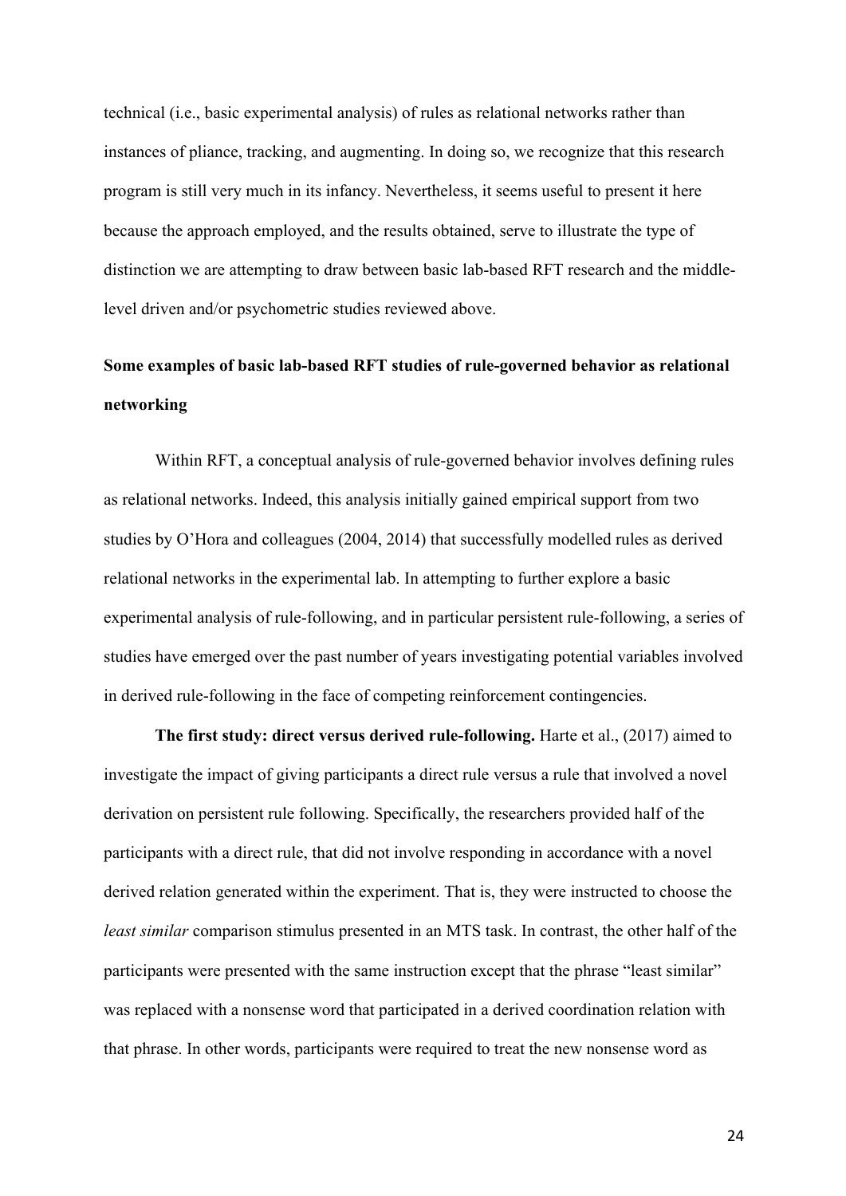technical (i.e., basic experimental analysis) of rules as relational networks rather than instances of pliance, tracking, and augmenting. In doing so, we recognize that this research program is still very much in its infancy. Nevertheless, it seems useful to present it here because the approach employed, and the results obtained, serve to illustrate the type of distinction we are attempting to draw between basic lab-based RFT research and the middle-level driven and/or psychometric studies reviewed above.

## Some examples of basic lab-based RFT studies of rule-governed behavior as relational networking

Within RFT, a conceptual analysis of rule-governed behavior involves defining rules as relational networks. Indeed, this analysis initially gained empirical support from two studies by O'Hora and colleagues (2004, 2014) that successfully modelled rules as derived relational networks in the experimental lab. In attempting to further explore a basic experimental analysis of rule-following, and in particular persistent rule-following, a series of studies have emerged over the past number of years investigating potential variables involved in derived rule-following in the face of competing reinforcement contingencies.

**The first study: direct versus derived rule-following.** Harte et al., (2017) aimed to investigate the impact of giving participants a direct rule versus a rule that involved a novel derivation on persistent rule following. Specifically, the researchers provided half of the participants with a direct rule, that did not involve responding in accordance with a novel derived relation generated within the experiment. That is, they were instructed to choose the *least similar* comparison stimulus presented in an MTS task. In contrast, the other half of the participants were presented with the same instruction except that the phrase "least similar" was replaced with a nonsense word that participated in a derived coordination relation with that phrase. In other words, participants were required to treat the new nonsense word as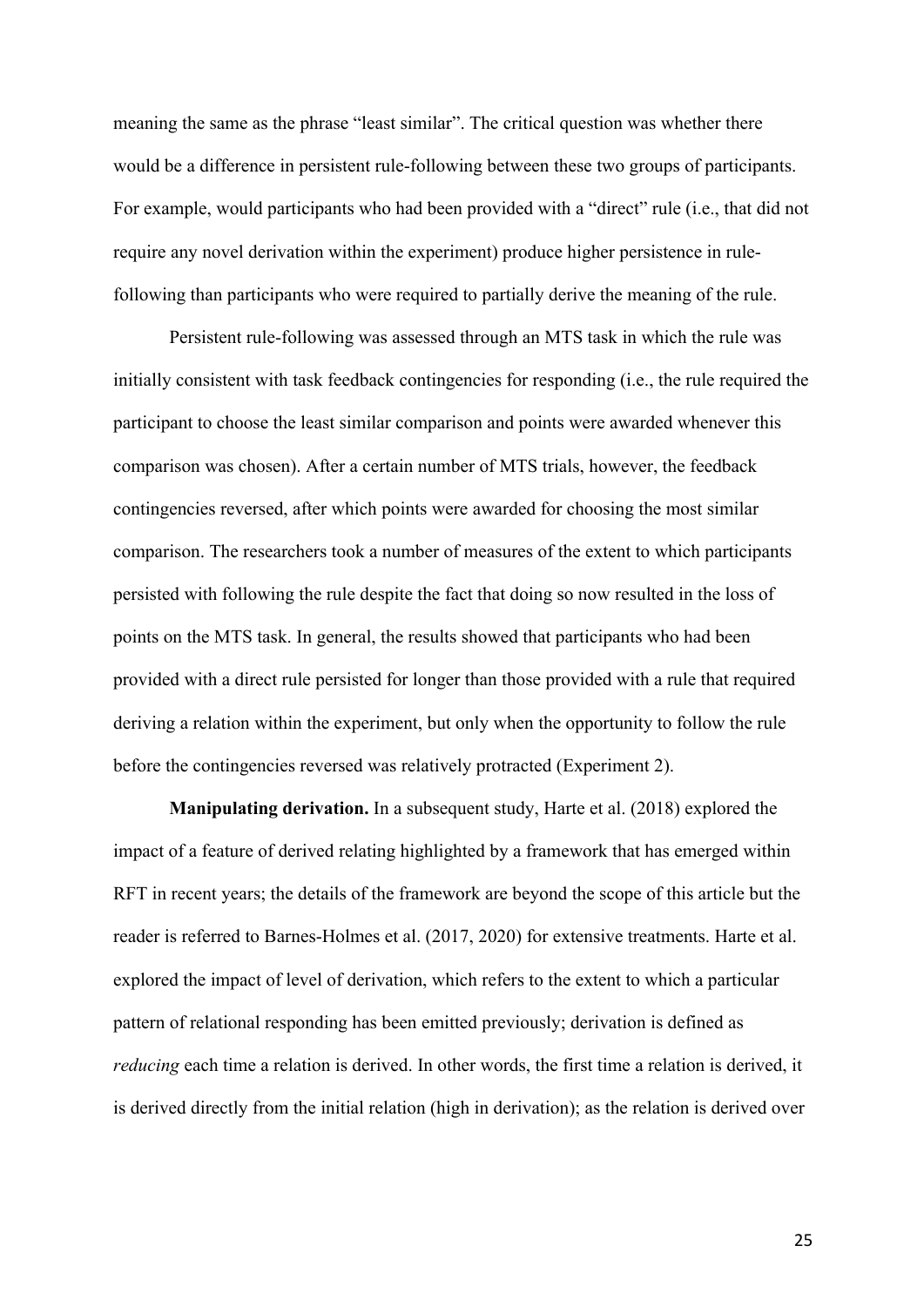meaning the same as the phrase "least similar". The critical question was whether there would be a difference in persistent rule-following between these two groups of participants. For example, would participants who had been provided with a "direct" rule (i.e., that did not require any novel derivation within the experiment) produce higher persistence in rule-following than participants who were required to partially derive the meaning of the rule.

Persistent rule-following was assessed through an MTS task in which the rule was initially consistent with task feedback contingencies for responding (i.e., the rule required the participant to choose the least similar comparison and points were awarded whenever this comparison was chosen). After a certain number of MTS trials, however, the feedback contingencies reversed, after which points were awarded for choosing the most similar comparison. The researchers took a number of measures of the extent to which participants persisted with following the rule despite the fact that doing so now resulted in the loss of points on the MTS task. In general, the results showed that participants who had been provided with a direct rule persisted for longer than those provided with a rule that required deriving a relation within the experiment, but only when the opportunity to follow the rule before the contingencies reversed was relatively protracted (Experiment 2).

**Manipulating derivation.** In a subsequent study, Harte et al. (2018) explored the impact of a feature of derived relating highlighted by a framework that has emerged within RFT in recent years; the details of the framework are beyond the scope of this article but the reader is referred to Barnes-Holmes et al. (2017, 2020) for extensive treatments. Harte et al. explored the impact of level of derivation, which refers to the extent to which a particular pattern of relational responding has been emitted previously; derivation is defined as *reducing* each time a relation is derived. In other words, the first time a relation is derived, it is derived directly from the initial relation (high in derivation); as the relation is derived over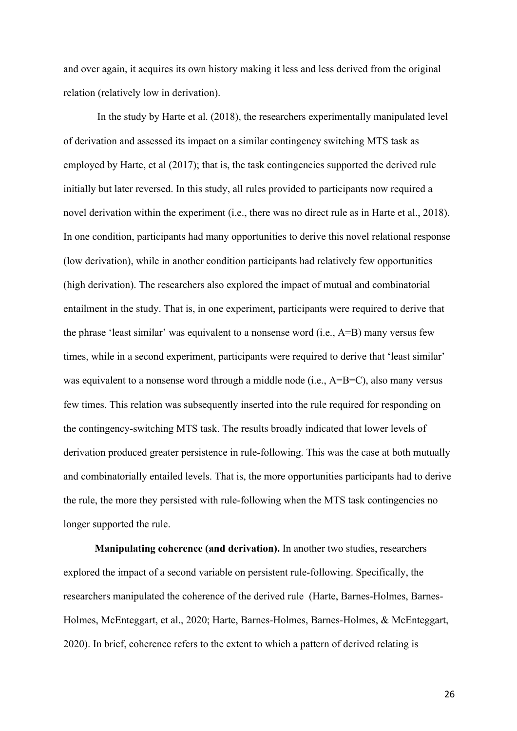and over again, it acquires its own history making it less and less derived from the original relation (relatively low in derivation).

In the study by Harte et al. (2018), the researchers experimentally manipulated level of derivation and assessed its impact on a similar contingency switching MTS task as employed by Harte, et al (2017); that is, the task contingencies supported the derived rule initially but later reversed. In this study, all rules provided to participants now required a novel derivation within the experiment (i.e., there was no direct rule as in Harte et al., 2018). In one condition, participants had many opportunities to derive this novel relational response (low derivation), while in another condition participants had relatively few opportunities (high derivation). The researchers also explored the impact of mutual and combinatorial entailment in the study. That is, in one experiment, participants were required to derive that the phrase 'least similar' was equivalent to a nonsense word (i.e., A=B) many versus few times, while in a second experiment, participants were required to derive that 'least similar' was equivalent to a nonsense word through a middle node (i.e., A=B=C), also many versus few times. This relation was subsequently inserted into the rule required for responding on the contingency-switching MTS task. The results broadly indicated that lower levels of derivation produced greater persistence in rule-following. This was the case at both mutually and combinatorially entailed levels. That is, the more opportunities participants had to derive the rule, the more they persisted with rule-following when the MTS task contingencies no longer supported the rule.

**Manipulating coherence (and derivation).** In another two studies, researchers explored the impact of a second variable on persistent rule-following. Specifically, the researchers manipulated the coherence of the derived rule (Harte, Barnes-Holmes, Barnes-Holmes, McEnteggart, et al., 2020; Harte, Barnes-Holmes, Barnes-Holmes, & McEnteggart, 2020). In brief, coherence refers to the extent to which a pattern of derived relating is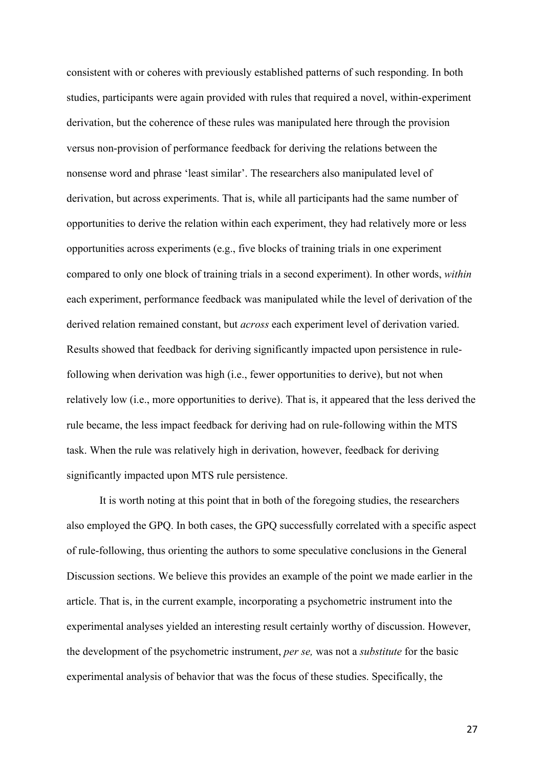consistent with or coheres with previously established patterns of such responding. In both studies, participants were again provided with rules that required a novel, within-experiment derivation, but the coherence of these rules was manipulated here through the provision versus non-provision of performance feedback for deriving the relations between the nonsense word and phrase 'least similar'. The researchers also manipulated level of derivation, but across experiments. That is, while all participants had the same number of opportunities to derive the relation within each experiment, they had relatively more or less opportunities across experiments (e.g., five blocks of training trials in one experiment compared to only one block of training trials in a second experiment). In other words, *within* each experiment, performance feedback was manipulated while the level of derivation of the derived relation remained constant, but *across* each experiment level of derivation varied. Results showed that feedback for deriving significantly impacted upon persistence in rule-following when derivation was high (i.e., fewer opportunities to derive), but not when relatively low (i.e., more opportunities to derive). That is, it appeared that the less derived the rule became, the less impact feedback for deriving had on rule-following within the MTS task. When the rule was relatively high in derivation, however, feedback for deriving significantly impacted upon MTS rule persistence.

It is worth noting at this point that in both of the foregoing studies, the researchers also employed the GPQ. In both cases, the GPQ successfully correlated with a specific aspect of rule-following, thus orienting the authors to some speculative conclusions in the General Discussion sections. We believe this provides an example of the point we made earlier in the article. That is, in the current example, incorporating a psychometric instrument into the experimental analyses yielded an interesting result certainly worthy of discussion. However, the development of the psychometric instrument, *per se,* was not a *substitute* for the basic experimental analysis of behavior that was the focus of these studies. Specifically, the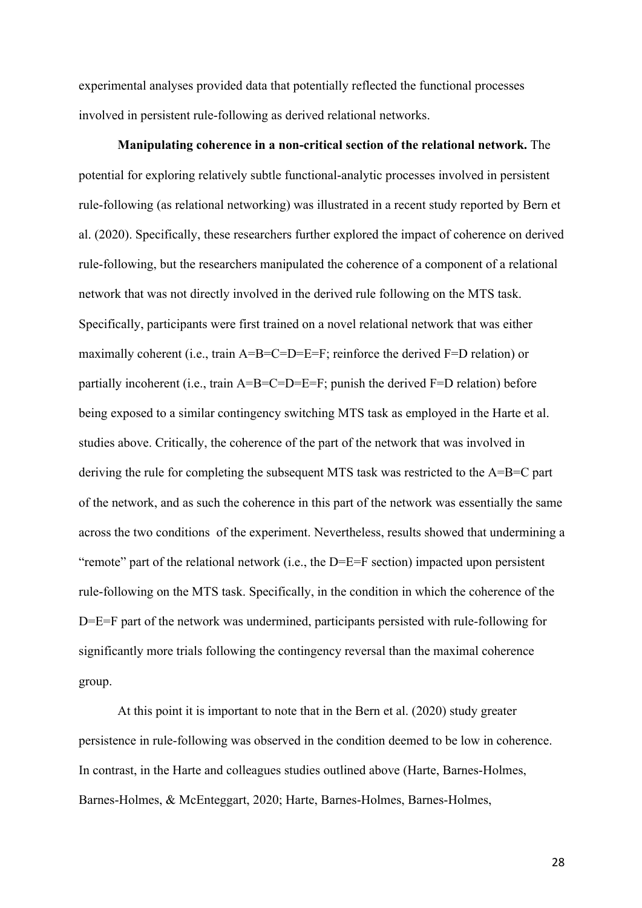experimental analyses provided data that potentially reflected the functional processes involved in persistent rule-following as derived relational networks.

**Manipulating coherence in a non-critical section of the relational network.** The potential for exploring relatively subtle functional-analytic processes involved in persistent rule-following (as relational networking) was illustrated in a recent study reported by Bern et al. (2020). Specifically, these researchers further explored the impact of coherence on derived rule-following, but the researchers manipulated the coherence of a component of a relational network that was not directly involved in the derived rule following on the MTS task. Specifically, participants were first trained on a novel relational network that was either maximally coherent (i.e., train A=B=C=D=E=F; reinforce the derived F=D relation) or partially incoherent (i.e., train A=B=C=D=E=F; punish the derived F=D relation) before being exposed to a similar contingency switching MTS task as employed in the Harte et al. studies above. Critically, the coherence of the part of the network that was involved in deriving the rule for completing the subsequent MTS task was restricted to the A=B=C part of the network, and as such the coherence in this part of the network was essentially the same across the two conditions of the experiment. Nevertheless, results showed that undermining a "remote" part of the relational network (i.e., the D=E=F section) impacted upon persistent rule-following on the MTS task. Specifically, in the condition in which the coherence of the D=E=F part of the network was undermined, participants persisted with rule-following for significantly more trials following the contingency reversal than the maximal coherence group.

At this point it is important to note that in the Bern et al. (2020) study greater persistence in rule-following was observed in the condition deemed to be low in coherence. In contrast, in the Harte and colleagues studies outlined above (Harte, Barnes-Holmes, Barnes-Holmes, & McEnteggart, 2020; Harte, Barnes-Holmes, Barnes-Holmes,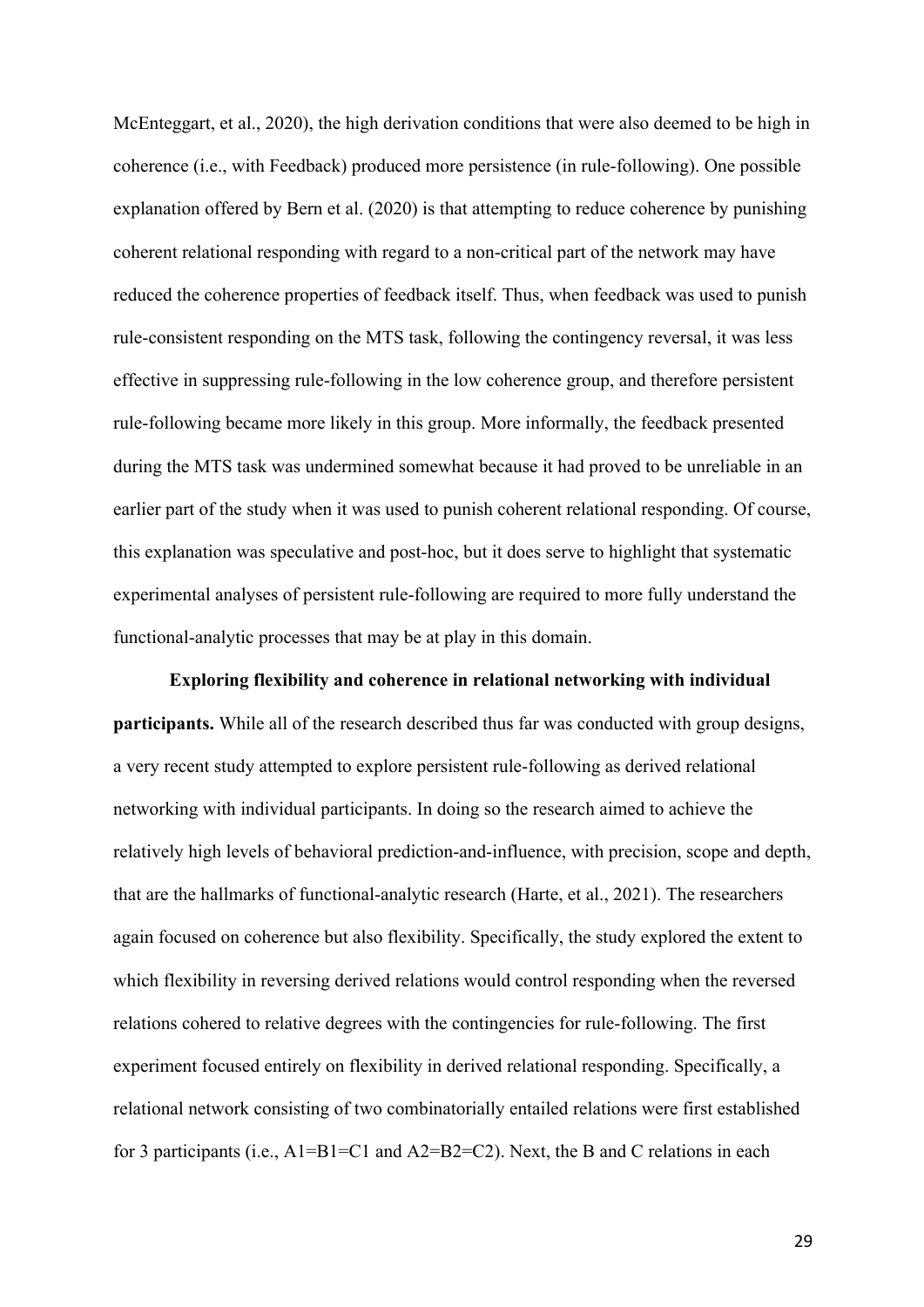McEnteggart, et al., 2020), the high derivation conditions that were also deemed to be high in coherence (i.e., with Feedback) produced more persistence (in rule-following). One possible explanation offered by Bern et al. (2020) is that attempting to reduce coherence by punishing coherent relational responding with regard to a non-critical part of the network may have reduced the coherence properties of feedback itself. Thus, when feedback was used to punish rule-consistent responding on the MTS task, following the contingency reversal, it was less effective in suppressing rule-following in the low coherence group, and therefore persistent rule-following became more likely in this group. More informally, the feedback presented during the MTS task was undermined somewhat because it had proved to be unreliable in an earlier part of the study when it was used to punish coherent relational responding. Of course, this explanation was speculative and post-hoc, but it does serve to highlight that systematic experimental analyses of persistent rule-following are required to more fully understand the functional-analytic processes that may be at play in this domain.

**Exploring flexibility and coherence in relational networking with individual participants.** While all of the research described thus far was conducted with group designs, a very recent study attempted to explore persistent rule-following as derived relational networking with individual participants. In doing so the research aimed to achieve the relatively high levels of behavioral prediction-and-influence, with precision, scope and depth, that are the hallmarks of functional-analytic research (Harte, et al., 2021). The researchers again focused on coherence but also flexibility. Specifically, the study explored the extent to which flexibility in reversing derived relations would control responding when the reversed relations cohered to relative degrees with the contingencies for rule-following. The first experiment focused entirely on flexibility in derived relational responding. Specifically, a relational network consisting of two combinatorially entailed relations were first established for 3 participants (i.e., A1=B1=C1 and A2=B2=C2). Next, the B and C relations in each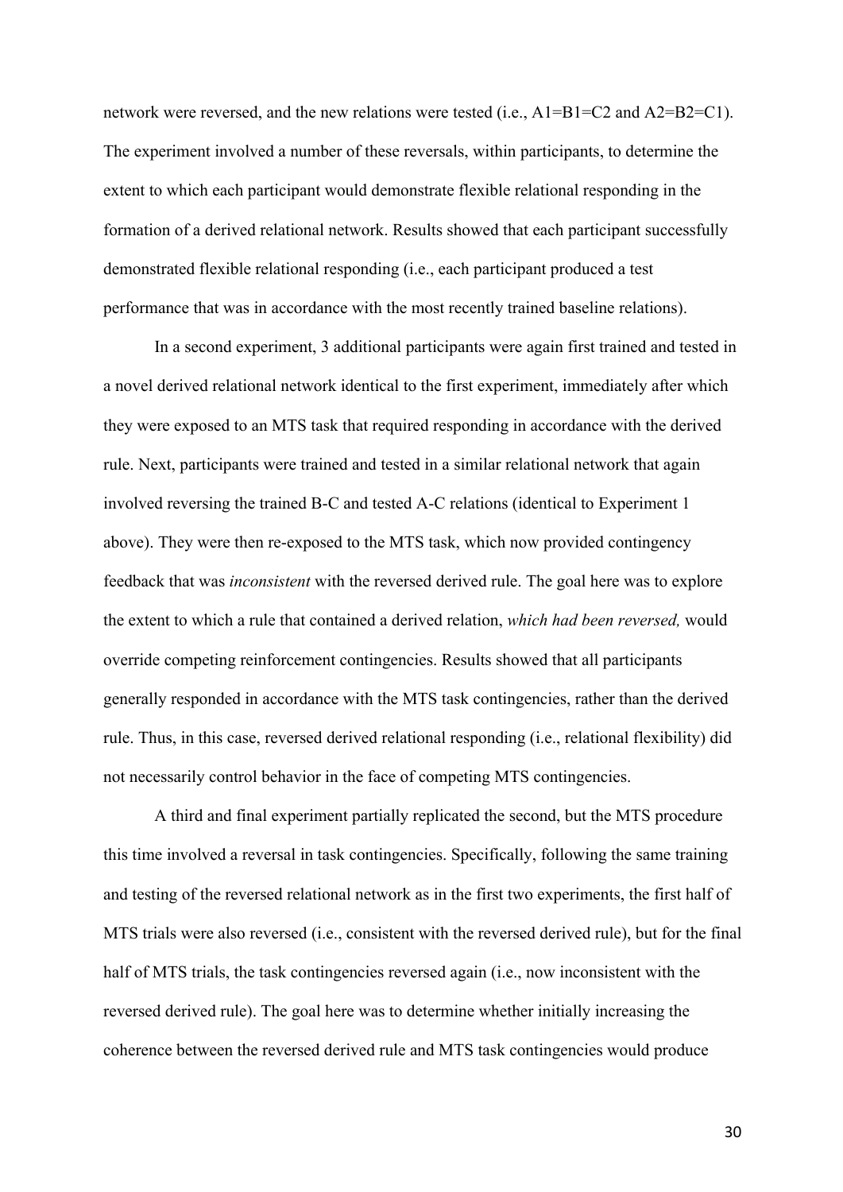network were reversed, and the new relations were tested (i.e., A1=B1=C2 and A2=B2=C1). The experiment involved a number of these reversals, within participants, to determine the extent to which each participant would demonstrate flexible relational responding in the formation of a derived relational network. Results showed that each participant successfully demonstrated flexible relational responding (i.e., each participant produced a test performance that was in accordance with the most recently trained baseline relations).

In a second experiment, 3 additional participants were again first trained and tested in a novel derived relational network identical to the first experiment, immediately after which they were exposed to an MTS task that required responding in accordance with the derived rule. Next, participants were trained and tested in a similar relational network that again involved reversing the trained B-C and tested A-C relations (identical to Experiment 1 above). They were then re-exposed to the MTS task, which now provided contingency feedback that was *inconsistent* with the reversed derived rule. The goal here was to explore the extent to which a rule that contained a derived relation, *which had been reversed,* would override competing reinforcement contingencies. Results showed that all participants generally responded in accordance with the MTS task contingencies, rather than the derived rule. Thus, in this case, reversed derived relational responding (i.e., relational flexibility) did not necessarily control behavior in the face of competing MTS contingencies.

A third and final experiment partially replicated the second, but the MTS procedure this time involved a reversal in task contingencies. Specifically, following the same training and testing of the reversed relational network as in the first two experiments, the first half of MTS trials were also reversed (i.e., consistent with the reversed derived rule), but for the final half of MTS trials, the task contingencies reversed again (i.e., now inconsistent with the reversed derived rule). The goal here was to determine whether initially increasing the coherence between the reversed derived rule and MTS task contingencies would produce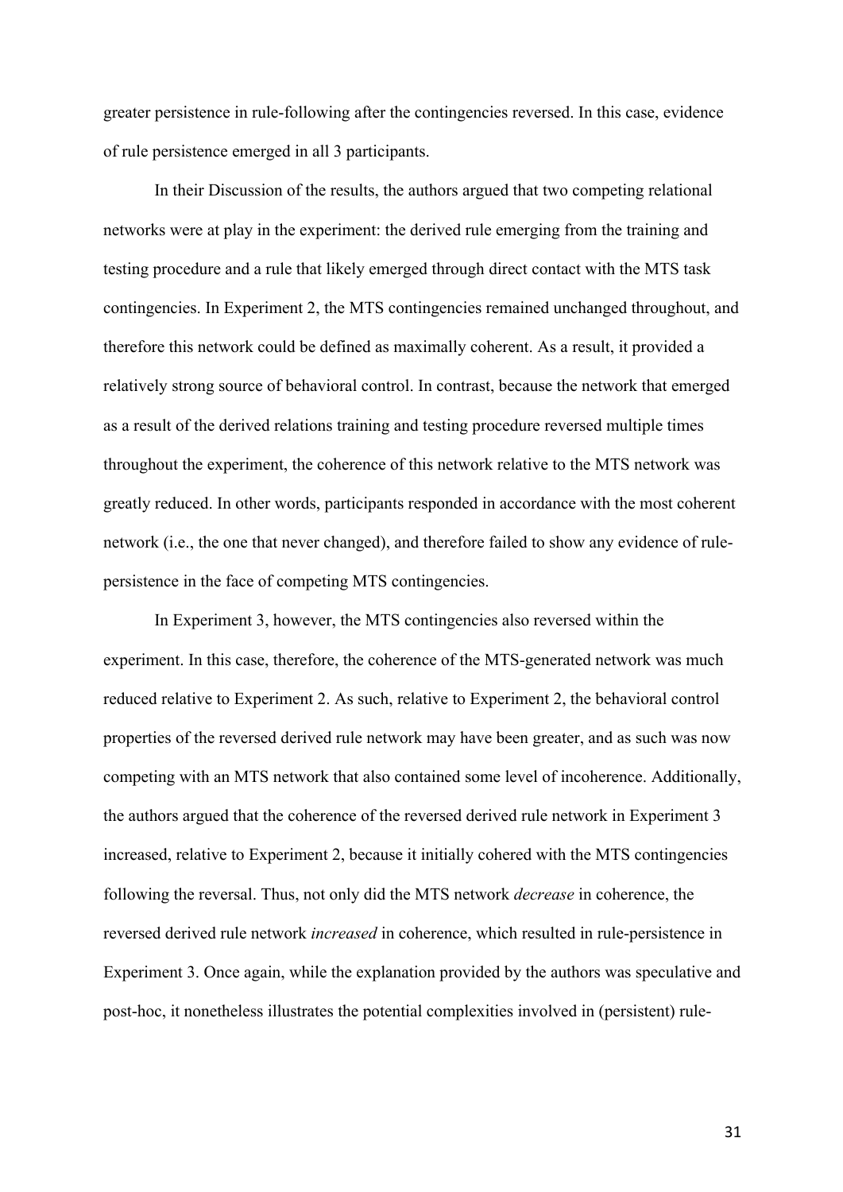greater persistence in rule-following after the contingencies reversed. In this case, evidence of rule persistence emerged in all 3 participants.

In their Discussion of the results, the authors argued that two competing relational networks were at play in the experiment: the derived rule emerging from the training and testing procedure and a rule that likely emerged through direct contact with the MTS task contingencies. In Experiment 2, the MTS contingencies remained unchanged throughout, and therefore this network could be defined as maximally coherent. As a result, it provided a relatively strong source of behavioral control. In contrast, because the network that emerged as a result of the derived relations training and testing procedure reversed multiple times throughout the experiment, the coherence of this network relative to the MTS network was greatly reduced. In other words, participants responded in accordance with the most coherent network (i.e., the one that never changed), and therefore failed to show any evidence of rule-persistence in the face of competing MTS contingencies.

In Experiment 3, however, the MTS contingencies also reversed within the experiment. In this case, therefore, the coherence of the MTS-generated network was much reduced relative to Experiment 2. As such, relative to Experiment 2, the behavioral control properties of the reversed derived rule network may have been greater, and as such was now competing with an MTS network that also contained some level of incoherence. Additionally, the authors argued that the coherence of the reversed derived rule network in Experiment 3 increased, relative to Experiment 2, because it initially cohered with the MTS contingencies following the reversal. Thus, not only did the MTS network *decrease* in coherence, the reversed derived rule network *increased* in coherence, which resulted in rule-persistence in Experiment 3. Once again, while the explanation provided by the authors was speculative and post-hoc, it nonetheless illustrates the potential complexities involved in (persistent) rule-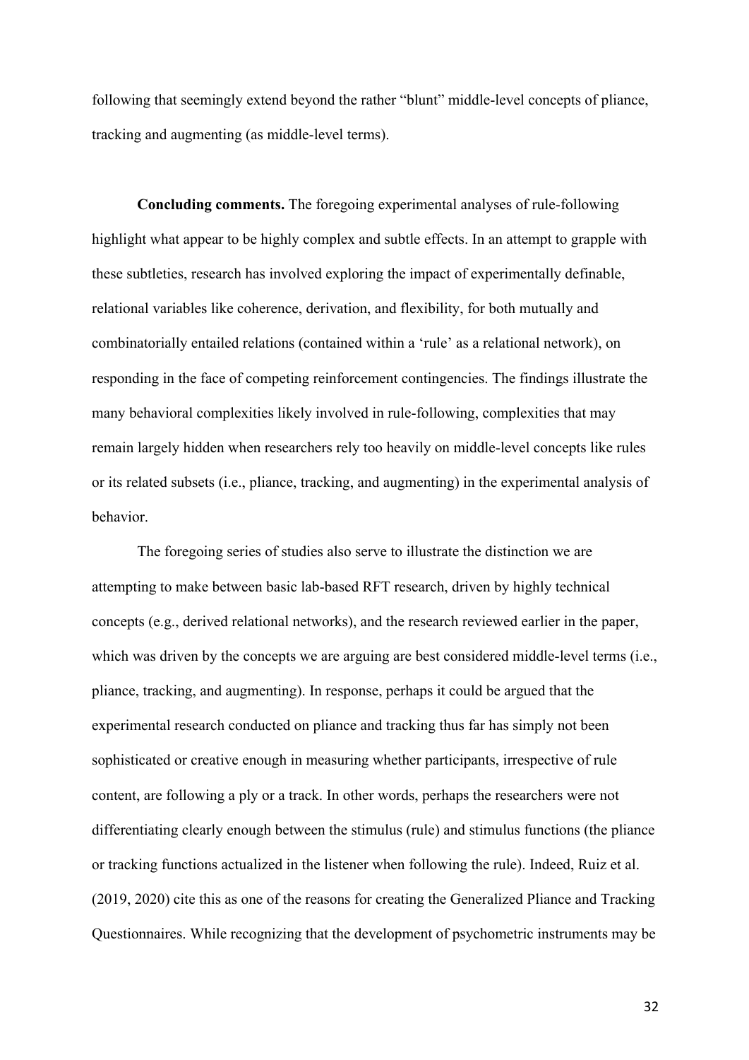following that seemingly extend beyond the rather "blunt" middle-level concepts of pliance, tracking and augmenting (as middle-level terms).

**Concluding comments.** The foregoing experimental analyses of rule-following highlight what appear to be highly complex and subtle effects. In an attempt to grapple with these subtleties, research has involved exploring the impact of experimentally definable, relational variables like coherence, derivation, and flexibility, for both mutually and combinatorially entailed relations (contained within a 'rule' as a relational network), on responding in the face of competing reinforcement contingencies. The findings illustrate the many behavioral complexities likely involved in rule-following, complexities that may remain largely hidden when researchers rely too heavily on middle-level concepts like rules or its related subsets (i.e., pliance, tracking, and augmenting) in the experimental analysis of behavior.

The foregoing series of studies also serve to illustrate the distinction we are attempting to make between basic lab-based RFT research, driven by highly technical concepts (e.g., derived relational networks), and the research reviewed earlier in the paper, which was driven by the concepts we are arguing are best considered middle-level terms (i.e., pliance, tracking, and augmenting). In response, perhaps it could be argued that the experimental research conducted on pliance and tracking thus far has simply not been sophisticated or creative enough in measuring whether participants, irrespective of rule content, are following a ply or a track. In other words, perhaps the researchers were not differentiating clearly enough between the stimulus (rule) and stimulus functions (the pliance or tracking functions actualized in the listener when following the rule). Indeed, Ruiz et al. (2019, 2020) cite this as one of the reasons for creating the Generalized Pliance and Tracking Questionnaires. While recognizing that the development of psychometric instruments may be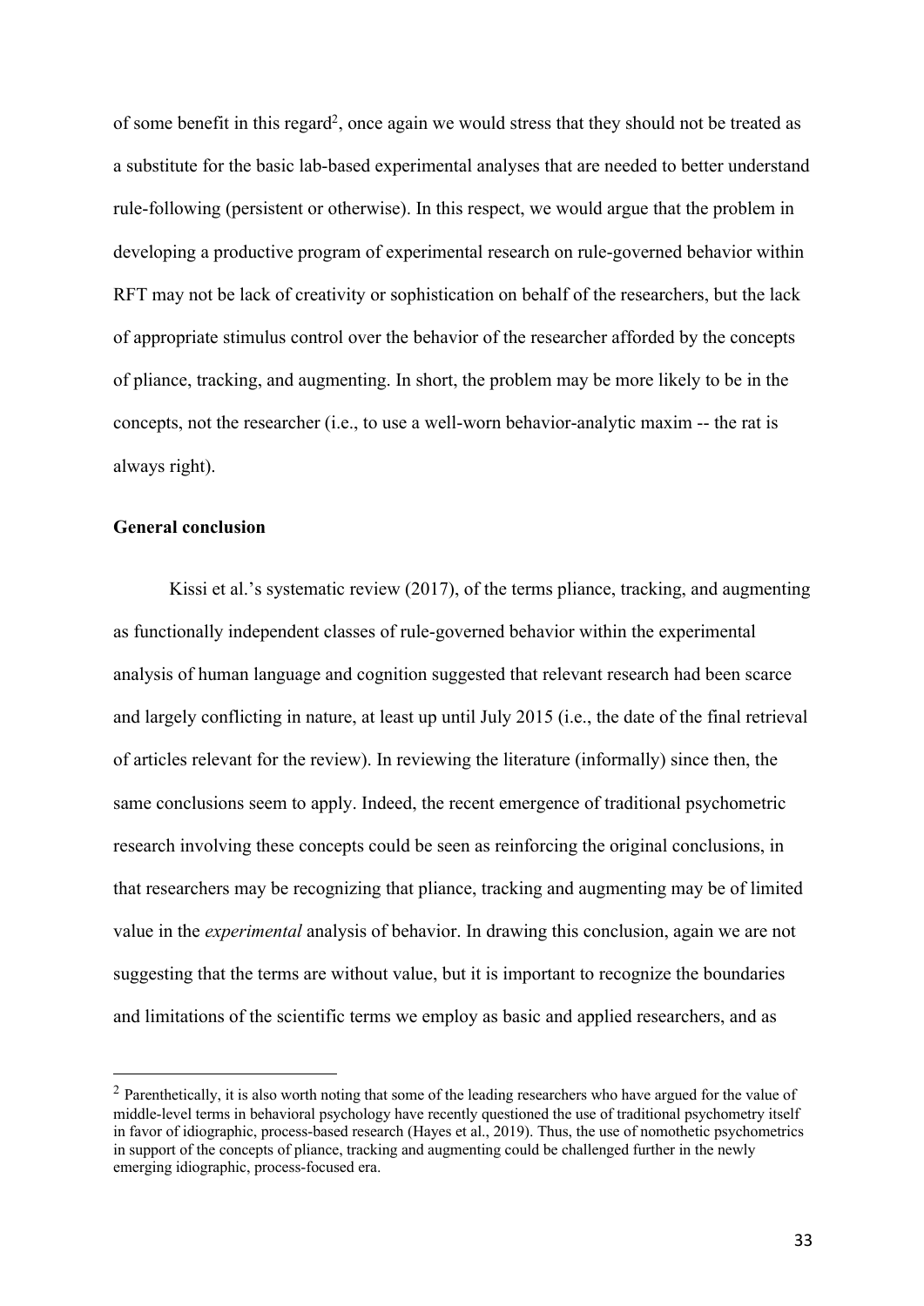of some benefit in this regard[2], once again we would stress that they should not be treated as a substitute for the basic lab-based experimental analyses that are needed to better understand rule-following (persistent or otherwise). In this respect, we would argue that the problem in developing a productive program of experimental research on rule-governed behavior within RFT may not be lack of creativity or sophistication on behalf of the researchers, but the lack of appropriate stimulus control over the behavior of the researcher afforded by the concepts of pliance, tracking, and augmenting. In short, the problem may be more likely to be in the concepts, not the researcher (i.e., to use a well-worn behavior-analytic maxim -- the rat is always right).

**General conclusion**

Kissi et al.'s systematic review (2017), of the terms pliance, tracking, and augmenting as functionally independent classes of rule-governed behavior within the experimental analysis of human language and cognition suggested that relevant research had been scarce and largely conflicting in nature, at least up until July 2015 (i.e., the date of the final retrieval of articles relevant for the review). In reviewing the literature (informally) since then, the same conclusions seem to apply. Indeed, the recent emergence of traditional psychometric research involving these concepts could be seen as reinforcing the original conclusions, in that researchers may be recognizing that pliance, tracking and augmenting may be of limited value in the *experimental* analysis of behavior. In drawing this conclusion, again we are not suggesting that the terms are without value, but it is important to recognize the boundaries and limitations of the scientific terms we employ as basic and applied researchers, and as

[2] Parenthetically, it is also worth noting that some of the leading researchers who have argued for the value of middle-level terms in behavioral psychology have recently questioned the use of traditional psychometry itself in favor of idiographic, process-based research (Hayes et al., 2019). Thus, the use of nomothetic psychometrics in support of the concepts of pliance, tracking and augmenting could be challenged further in the newly emerging idiographic, process-focused era.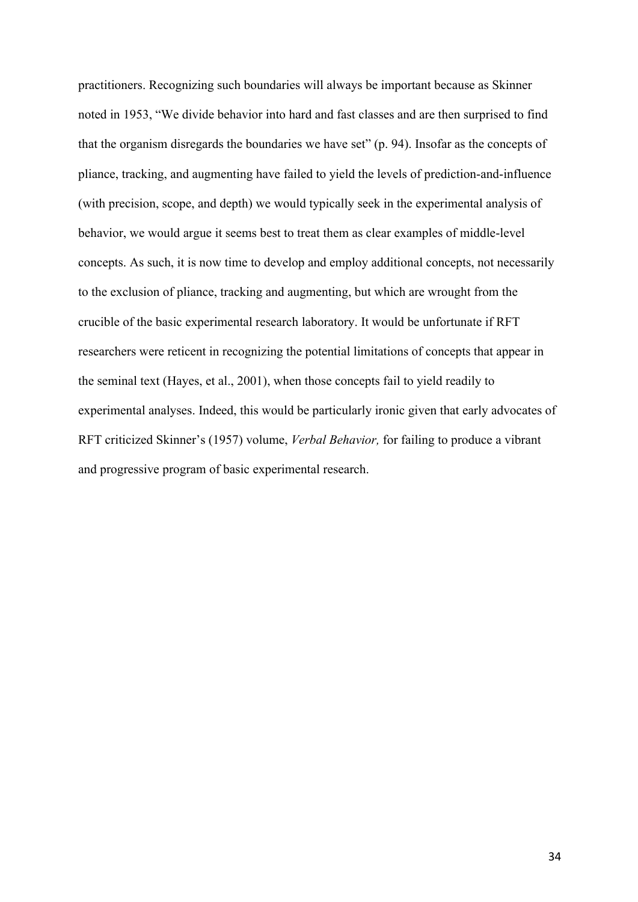practitioners. Recognizing such boundaries will always be important because as Skinner noted in 1953, "We divide behavior into hard and fast classes and are then surprised to find that the organism disregards the boundaries we have set" (p. 94). Insofar as the concepts of pliance, tracking, and augmenting have failed to yield the levels of prediction-and-influence (with precision, scope, and depth) we would typically seek in the experimental analysis of behavior, we would argue it seems best to treat them as clear examples of middle-level concepts. As such, it is now time to develop and employ additional concepts, not necessarily to the exclusion of pliance, tracking and augmenting, but which are wrought from the crucible of the basic experimental research laboratory. It would be unfortunate if RFT researchers were reticent in recognizing the potential limitations of concepts that appear in the seminal text (Hayes, et al., 2001), when those concepts fail to yield readily to experimental analyses. Indeed, this would be particularly ironic given that early advocates of RFT criticized Skinner's (1957) volume, *Verbal Behavior,* for failing to produce a vibrant and progressive program of basic experimental research.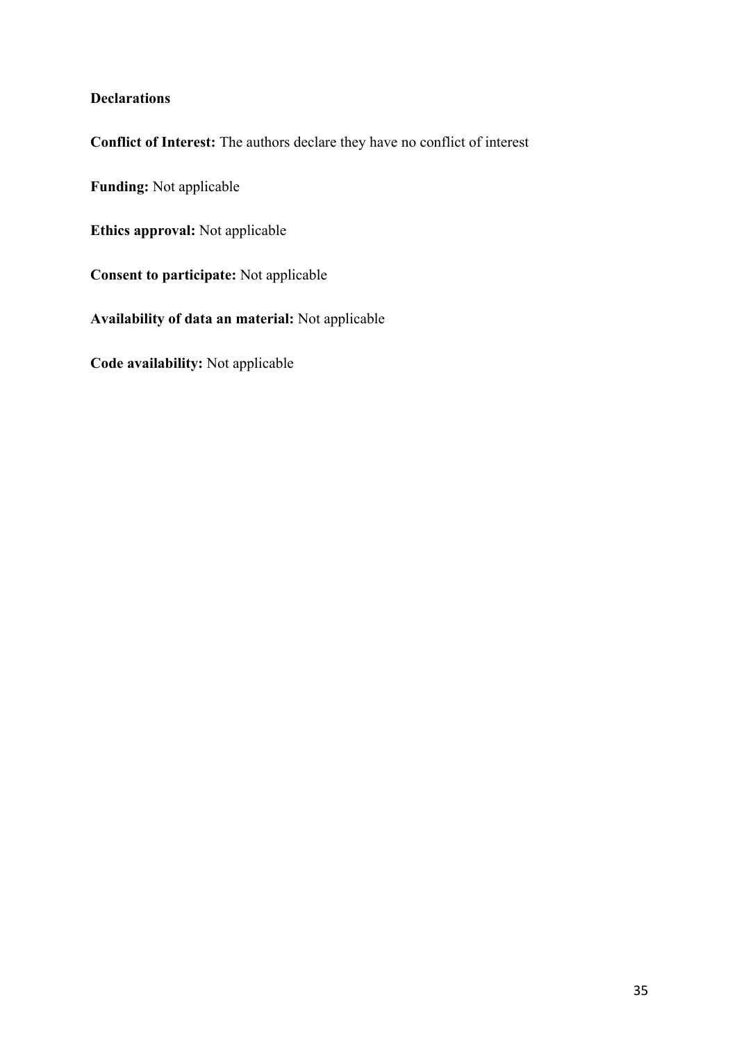**Declarations**

**Conflict of Interest:** The authors declare they have no conflict of interest

**Funding:** Not applicable

**Ethics approval:** Not applicable

**Consent to participate:** Not applicable

**Availability of data an material:** Not applicable

**Code availability:** Not applicable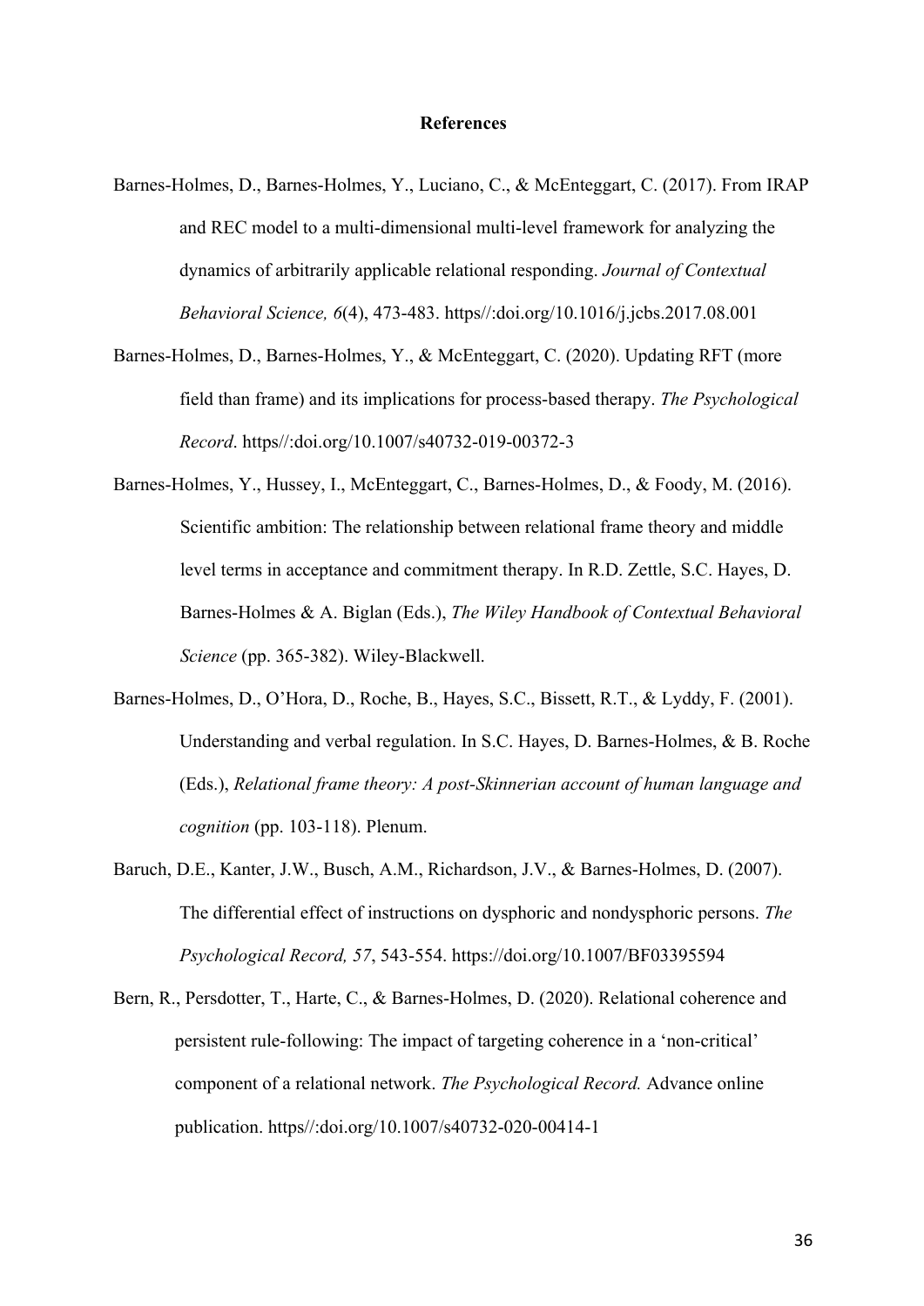**References**

Barnes-Holmes, D., Barnes-Holmes, Y., Luciano, C., & McEnteggart, C. (2017). From IRAP and REC model to a multi-dimensional multi-level framework for analyzing the dynamics of arbitrarily applicable relational responding. *Journal of Contextual Behavioral Science, 6*(4), 473-483. https//:doi.org/10.1016/j.jcbs.2017.08.001

Barnes-Holmes, D., Barnes-Holmes, Y., & McEnteggart, C. (2020). Updating RFT (more field than frame) and its implications for process-based therapy. *The Psychological Record*. https//:doi.org/10.1007/s40732-019-00372-3

Barnes-Holmes, Y., Hussey, I., McEnteggart, C., Barnes-Holmes, D., & Foody, M. (2016). Scientific ambition: The relationship between relational frame theory and middle level terms in acceptance and commitment therapy. In R.D. Zettle, S.C. Hayes, D. Barnes-Holmes & A. Biglan (Eds.), *The Wiley Handbook of Contextual Behavioral Science* (pp. 365-382). Wiley-Blackwell.

Barnes-Holmes, D., O'Hora, D., Roche, B., Hayes, S.C., Bissett, R.T., & Lyddy, F. (2001). Understanding and verbal regulation. In S.C. Hayes, D. Barnes-Holmes, & B. Roche (Eds.), *Relational frame theory: A post-Skinnerian account of human language and cognition* (pp. 103-118). Plenum.

Baruch, D.E., Kanter, J.W., Busch, A.M., Richardson, J.V., & Barnes-Holmes, D. (2007). The differential effect of instructions on dysphoric and nondysphoric persons. *The Psychological Record, 57*, 543-554. https://doi.org/10.1007/BF03395594

Bern, R., Persdotter, T., Harte, C., & Barnes-Holmes, D. (2020). Relational coherence and persistent rule-following: The impact of targeting coherence in a 'non-critical' component of a relational network. *The Psychological Record.* Advance online publication. https//:doi.org/10.1007/s40732-020-00414-1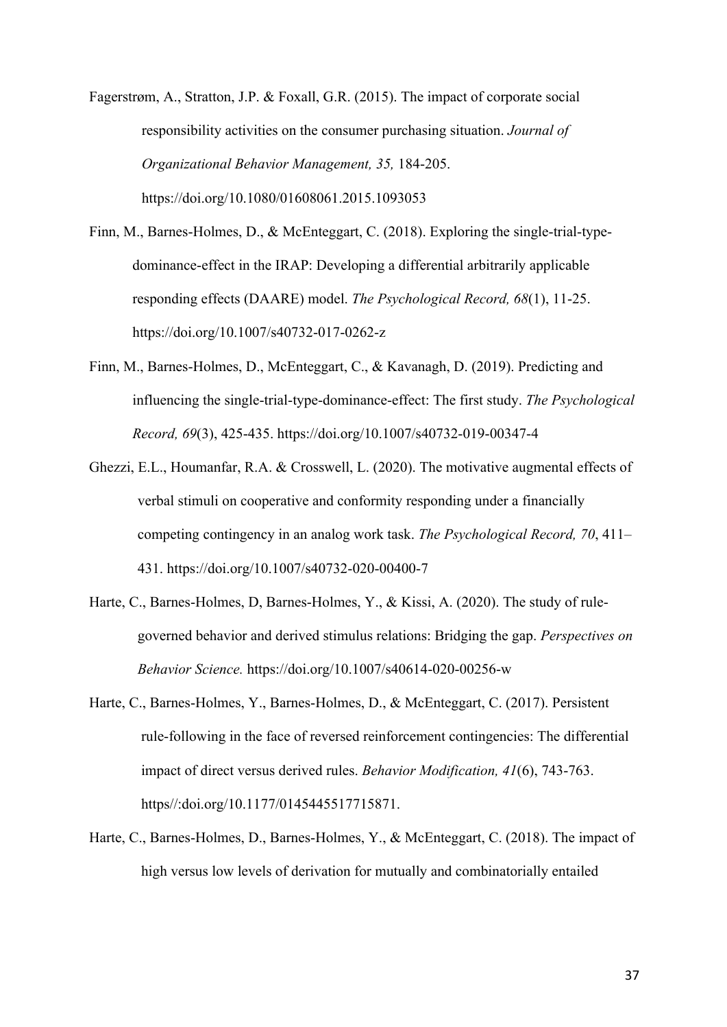Fagerstrøm, A., Stratton, J.P. & Foxall, G.R. (2015). The impact of corporate social responsibility activities on the consumer purchasing situation. *Journal of Organizational Behavior Management, 35,* 184-205. https://doi.org/10.1080/01608061.2015.1093053

Finn, M., Barnes-Holmes, D., & McEnteggart, C. (2018). Exploring the single-trial-type-dominance-effect in the IRAP: Developing a differential arbitrarily applicable responding effects (DAARE) model. *The Psychological Record, 68*(1), 11-25. https://doi.org/10.1007/s40732-017-0262-z

Finn, M., Barnes-Holmes, D., McEnteggart, C., & Kavanagh, D. (2019). Predicting and influencing the single-trial-type-dominance-effect: The first study. *The Psychological Record, 69*(3), 425-435. https://doi.org/10.1007/s40732-019-00347-4

Ghezzi, E.L., Houmanfar, R.A. & Crosswell, L. (2020). The motivative augmental effects of verbal stimuli on cooperative and conformity responding under a financially competing contingency in an analog work task. *The Psychological Record, 70*, 411–431. https://doi.org/10.1007/s40732-020-00400-7

Harte, C., Barnes-Holmes, D, Barnes-Holmes, Y., & Kissi, A. (2020). The study of rule-governed behavior and derived stimulus relations: Bridging the gap. *Perspectives on Behavior Science.* https://doi.org/10.1007/s40614-020-00256-w

Harte, C., Barnes-Holmes, Y., Barnes-Holmes, D., & McEnteggart, C. (2017). Persistent rule-following in the face of reversed reinforcement contingencies: The differential impact of direct versus derived rules. *Behavior Modification, 41*(6), 743-763. https//:doi.org/10.1177/0145445517715871.

Harte, C., Barnes-Holmes, D., Barnes-Holmes, Y., & McEnteggart, C. (2018). The impact of high versus low levels of derivation for mutually and combinatorially entailed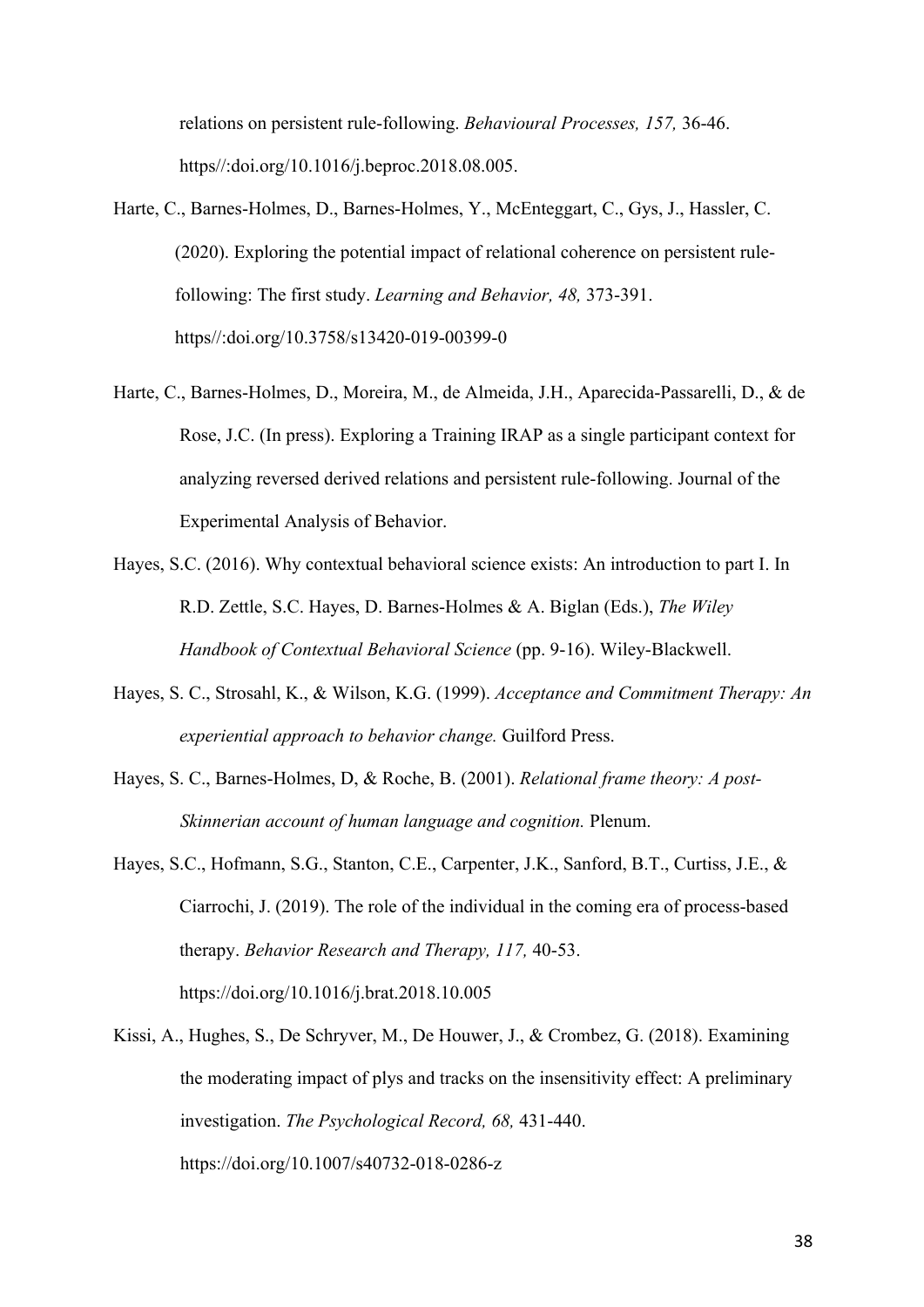relations on persistent rule-following. *Behavioural Processes, 157,* 36-46. https//:doi.org/10.1016/j.beproc.2018.08.005.

Harte, C., Barnes-Holmes, D., Barnes-Holmes, Y., McEnteggart, C., Gys, J., Hassler, C. (2020). Exploring the potential impact of relational coherence on persistent rule-following: The first study. *Learning and Behavior, 48,* 373-391. https//:doi.org/10.3758/s13420-019-00399-0

Harte, C., Barnes-Holmes, D., Moreira, M., de Almeida, J.H., Aparecida-Passarelli, D., & de Rose, J.C. (In press). Exploring a Training IRAP as a single participant context for analyzing reversed derived relations and persistent rule-following. Journal of the Experimental Analysis of Behavior.

Hayes, S.C. (2016). Why contextual behavioral science exists: An introduction to part I. In R.D. Zettle, S.C. Hayes, D. Barnes-Holmes & A. Biglan (Eds.), *The Wiley Handbook of Contextual Behavioral Science* (pp. 9-16). Wiley-Blackwell.

Hayes, S. C., Strosahl, K., & Wilson, K.G. (1999). *Acceptance and Commitment Therapy: An experiential approach to behavior change.* Guilford Press.

Hayes, S. C., Barnes-Holmes, D, & Roche, B. (2001). *Relational frame theory: A post-Skinnerian account of human language and cognition.* Plenum.

Hayes, S.C., Hofmann, S.G., Stanton, C.E., Carpenter, J.K., Sanford, B.T., Curtiss, J.E., & Ciarrochi, J. (2019). The role of the individual in the coming era of process-based therapy. *Behavior Research and Therapy, 117,* 40-53. https://doi.org/10.1016/j.brat.2018.10.005

Kissi, A., Hughes, S., De Schryver, M., De Houwer, J., & Crombez, G. (2018). Examining the moderating impact of plys and tracks on the insensitivity effect: A preliminary investigation. *The Psychological Record, 68,* 431-440. https://doi.org/10.1007/s40732-018-0286-z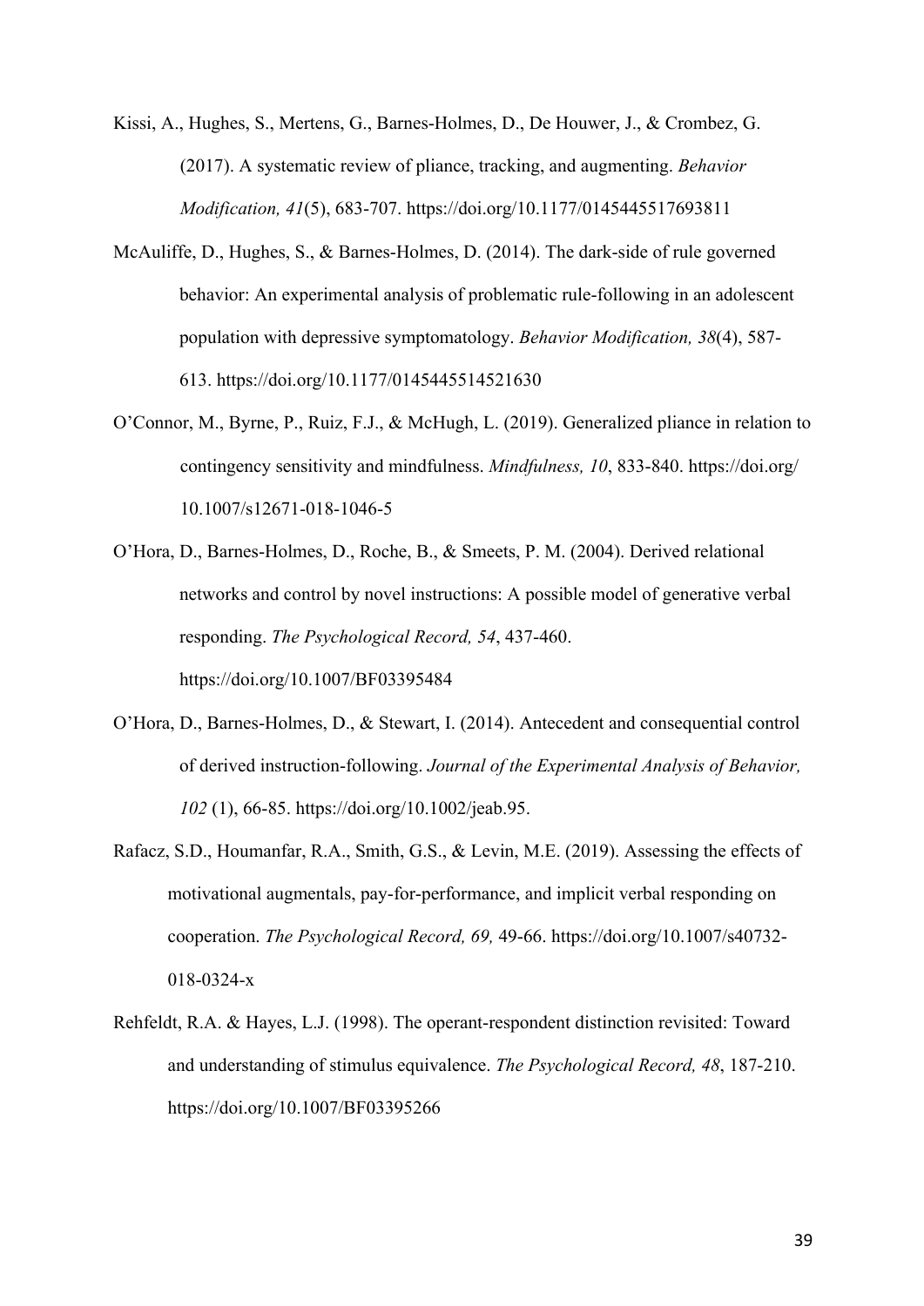Kissi, A., Hughes, S., Mertens, G., Barnes-Holmes, D., De Houwer, J., & Crombez, G. (2017). A systematic review of pliance, tracking, and augmenting. *Behavior Modification, 41*(5), 683-707. https://doi.org/10.1177/0145445517693811

McAuliffe, D., Hughes, S., & Barnes-Holmes, D. (2014). The dark-side of rule governed behavior: An experimental analysis of problematic rule-following in an adolescent population with depressive symptomatology. *Behavior Modification, 38*(4), 587-613. https://doi.org/10.1177/0145445514521630

O'Connor, M., Byrne, P., Ruiz, F.J., & McHugh, L. (2019). Generalized pliance in relation to contingency sensitivity and mindfulness. *Mindfulness, 10*, 833-840. https://doi.org/10.1007/s12671-018-1046-5

O'Hora, D., Barnes-Holmes, D., Roche, B., & Smeets, P. M. (2004). Derived relational networks and control by novel instructions: A possible model of generative verbal responding. *The Psychological Record, 54*, 437-460. https://doi.org/10.1007/BF03395484

O'Hora, D., Barnes-Holmes, D., & Stewart, I. (2014). Antecedent and consequential control of derived instruction-following. *Journal of the Experimental Analysis of Behavior, 102* (1), 66-85. https://doi.org/10.1002/jeab.95.

Rafacz, S.D., Houmanfar, R.A., Smith, G.S., & Levin, M.E. (2019). Assessing the effects of motivational augmentals, pay-for-performance, and implicit verbal responding on cooperation. *The Psychological Record, 69,* 49-66. https://doi.org/10.1007/s40732-018-0324-x

Rehfeldt, R.A. & Hayes, L.J. (1998). The operant-respondent distinction revisited: Toward and understanding of stimulus equivalence. *The Psychological Record, 48*, 187-210. https://doi.org/10.1007/BF03395266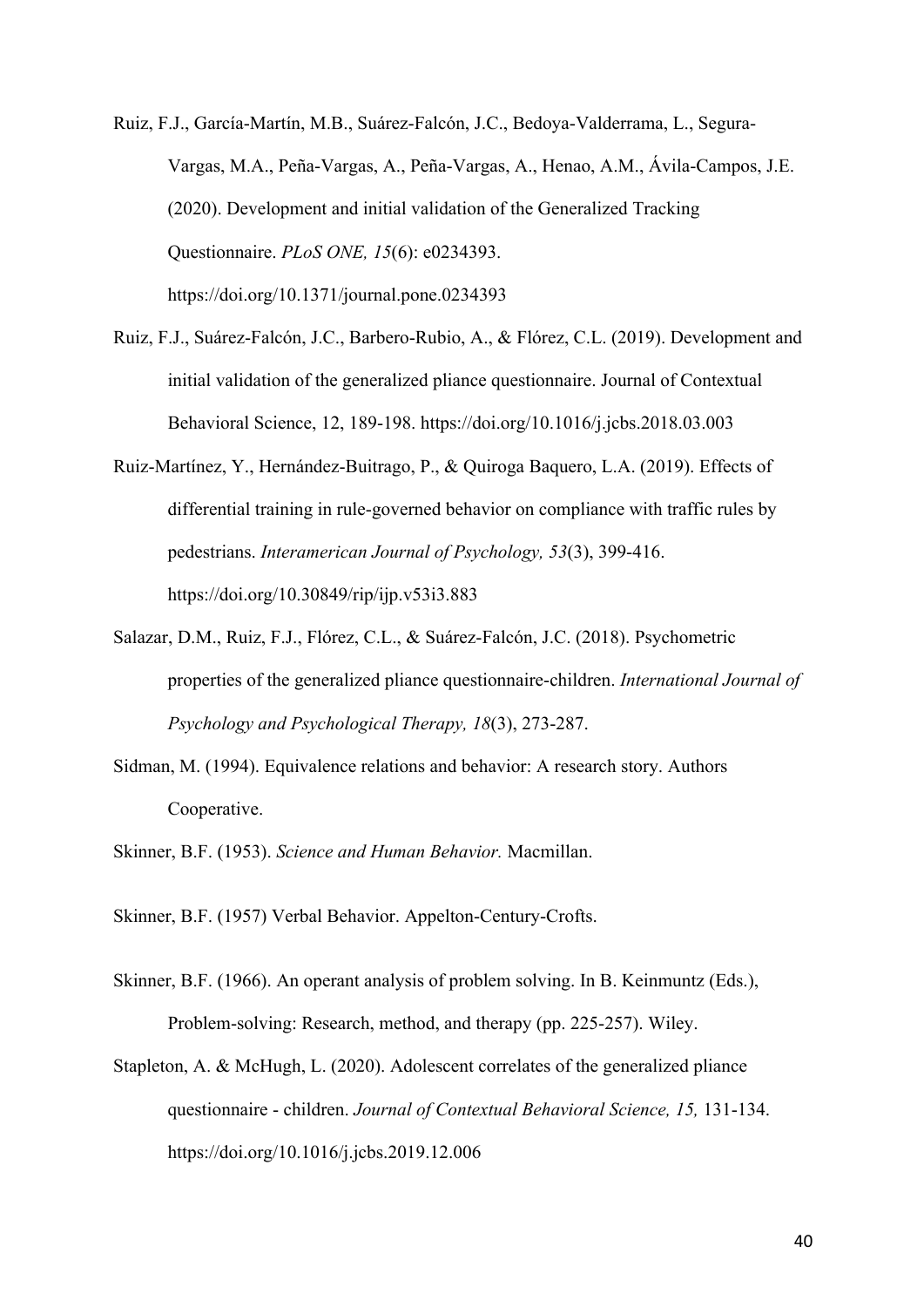Ruiz, F.J., García-Martín, M.B., Suárez-Falcón, J.C., Bedoya-Valderrama, L., Segura-Vargas, M.A., Peña-Vargas, A., Peña-Vargas, A., Henao, A.M., Ávila-Campos, J.E. (2020). Development and initial validation of the Generalized Tracking Questionnaire. *PLoS ONE, 15*(6): e0234393. https://doi.org/10.1371/journal.pone.0234393

Ruiz, F.J., Suárez-Falcón, J.C., Barbero-Rubio, A., & Flórez, C.L. (2019). Development and initial validation of the generalized pliance questionnaire. Journal of Contextual Behavioral Science, 12, 189-198. https://doi.org/10.1016/j.jcbs.2018.03.003

Ruiz-Martínez, Y., Hernández-Buitrago, P., & Quiroga Baquero, L.A. (2019). Effects of differential training in rule-governed behavior on compliance with traffic rules by pedestrians. *Interamerican Journal of Psychology, 53*(3), 399-416. https://doi.org/10.30849/rip/ijp.v53i3.883

Salazar, D.M., Ruiz, F.J., Flórez, C.L., & Suárez-Falcón, J.C. (2018). Psychometric properties of the generalized pliance questionnaire-children. *International Journal of Psychology and Psychological Therapy, 18*(3), 273-287.

Sidman, M. (1994). Equivalence relations and behavior: A research story. Authors Cooperative.

Skinner, B.F. (1953). *Science and Human Behavior.* Macmillan.

Skinner, B.F. (1957) Verbal Behavior. Appelton-Century-Crofts.

Skinner, B.F. (1966). An operant analysis of problem solving. In B. Keinmuntz (Eds.), Problem-solving: Research, method, and therapy (pp. 225-257). Wiley.

Stapleton, A. & McHugh, L. (2020). Adolescent correlates of the generalized pliance questionnaire - children. *Journal of Contextual Behavioral Science, 15,* 131-134. https://doi.org/10.1016/j.jcbs.2019.12.006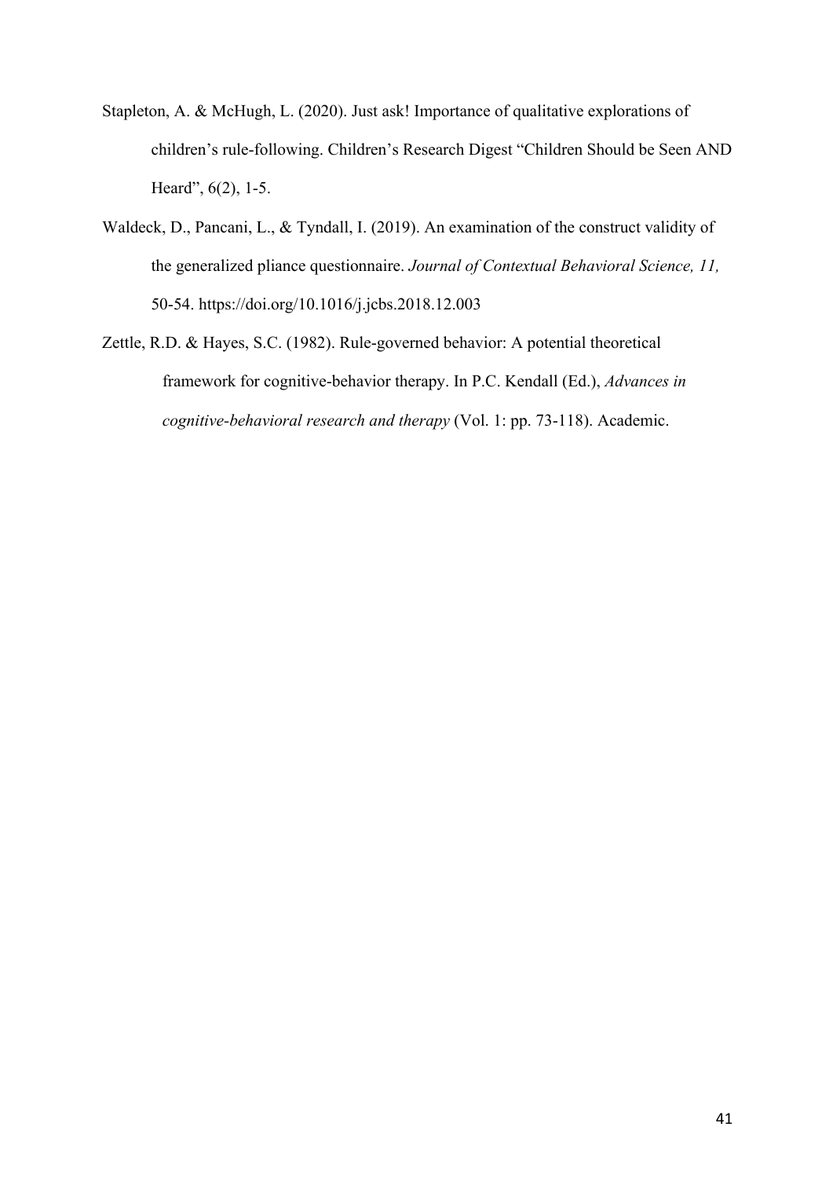Stapleton, A. & McHugh, L. (2020). Just ask! Importance of qualitative explorations of children's rule-following. Children's Research Digest "Children Should be Seen AND Heard", 6(2), 1-5.

Waldeck, D., Pancani, L., & Tyndall, I. (2019). An examination of the construct validity of the generalized pliance questionnaire. *Journal of Contextual Behavioral Science, 11,* 50-54. https://doi.org/10.1016/j.jcbs.2018.12.003

Zettle, R.D. & Hayes, S.C. (1982). Rule-governed behavior: A potential theoretical framework for cognitive-behavior therapy. In P.C. Kendall (Ed.), *Advances in cognitive-behavioral research and therapy* (Vol. 1: pp. 73-118). Academic.